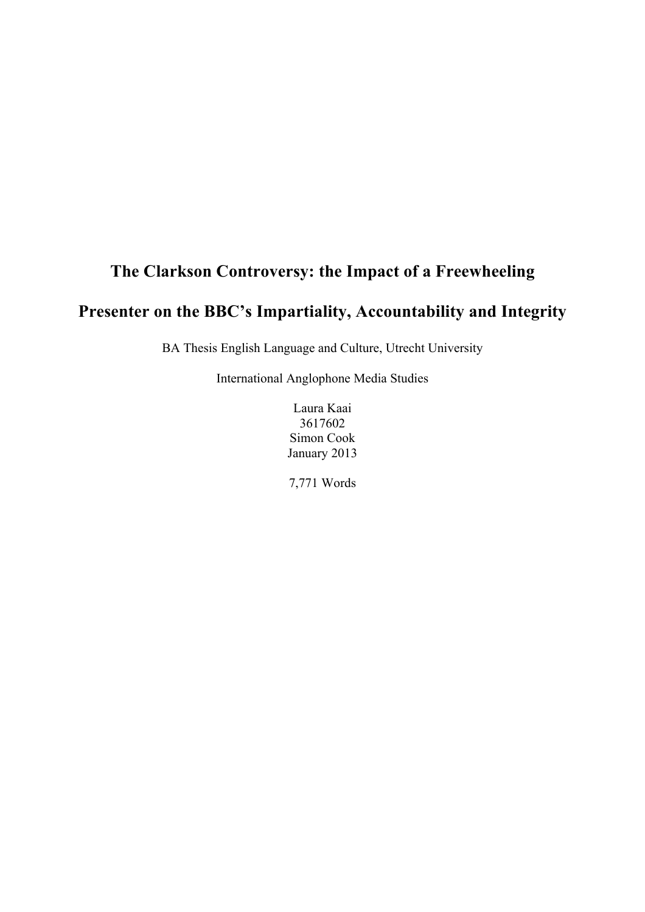# The Clarkson Controversy: the Impact of a Freewheeling Presenter on the BBC's Impartiality, Accountability and Integrity

BA Thesis English Language and Culture, Utrecht University

International Anglophone Media Studies

Laura Kaai
3617602
Simon Cook
January 2013

7,771 Words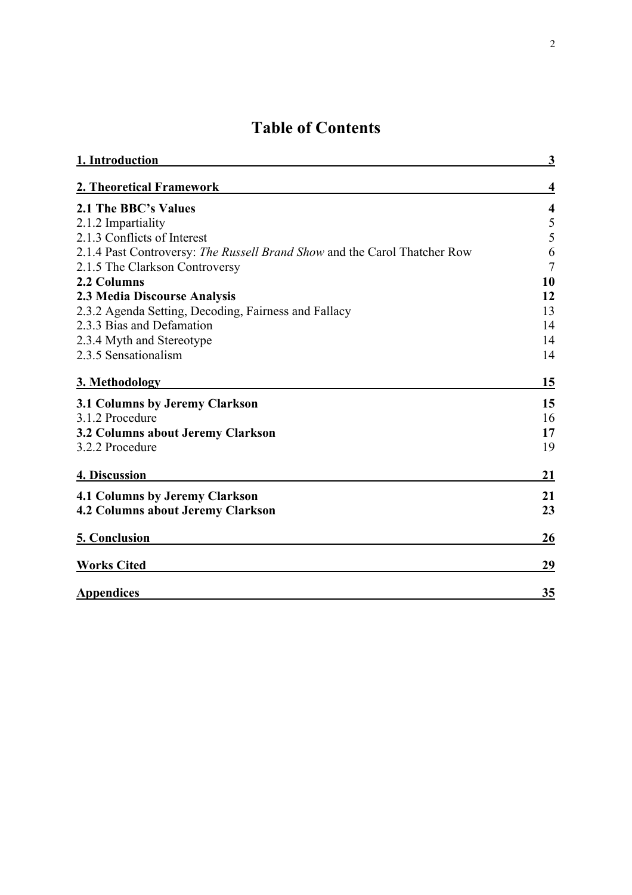# Table of Contents

| | |
|---|---|
| **1. Introduction** | **3** |
| **2. Theoretical Framework** | **4** |
| **2.1 The BBC's Values** | **4** |
| 2.1.2 Impartiality | 5 |
| 2.1.3 Conflicts of Interest | 5 |
| 2.1.4 Past Controversy: *The Russell Brand Show* and the Carol Thatcher Row | 6 |
| 2.1.5 The Clarkson Controversy | 7 |
| **2.2 Columns** | **10** |
| **2.3 Media Discourse Analysis** | **12** |
| 2.3.2 Agenda Setting, Decoding, Fairness and Fallacy | 13 |
| 2.3.3 Bias and Defamation | 14 |
| 2.3.4 Myth and Stereotype | 14 |
| 2.3.5 Sensationalism | 14 |
| **3. Methodology** | **15** |
| **3.1 Columns by Jeremy Clarkson** | **15** |
| 3.1.2 Procedure | 16 |
| **3.2 Columns about Jeremy Clarkson** | **17** |
| 3.2.2 Procedure | 19 |
| **4. Discussion** | **21** |
| **4.1 Columns by Jeremy Clarkson** | **21** |
| **4.2 Columns about Jeremy Clarkson** | **23** |
| **5. Conclusion** | **26** |
| **Works Cited** | **29** |
| **Appendices** | **35** |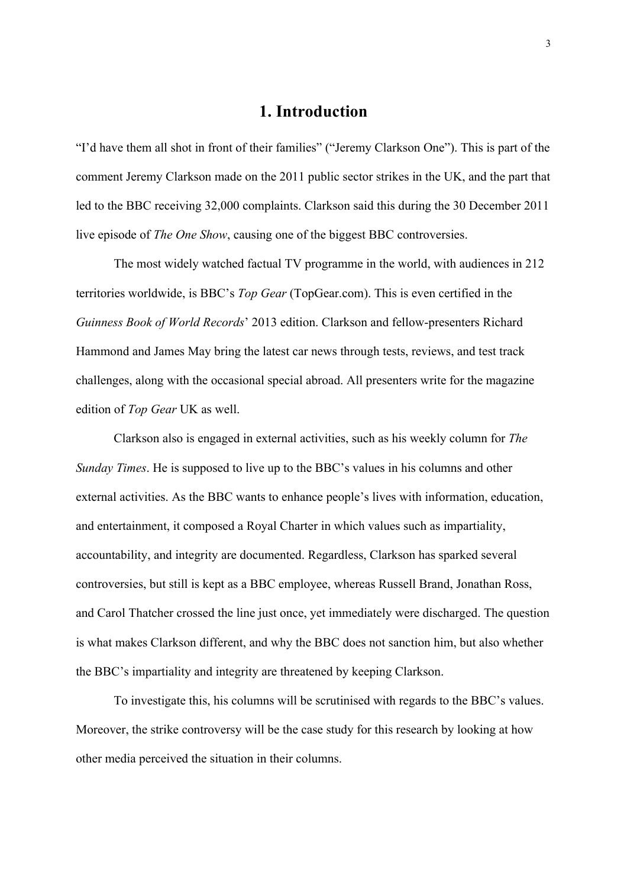# 1. Introduction

"I'd have them all shot in front of their families" ("Jeremy Clarkson One"). This is part of the comment Jeremy Clarkson made on the 2011 public sector strikes in the UK, and the part that led to the BBC receiving 32,000 complaints. Clarkson said this during the 30 December 2011 live episode of *The One Show*, causing one of the biggest BBC controversies.

The most widely watched factual TV programme in the world, with audiences in 212 territories worldwide, is BBC's *Top Gear* (TopGear.com). This is even certified in the *Guinness Book of World Records*' 2013 edition. Clarkson and fellow-presenters Richard Hammond and James May bring the latest car news through tests, reviews, and test track challenges, along with the occasional special abroad. All presenters write for the magazine edition of *Top Gear* UK as well.

Clarkson also is engaged in external activities, such as his weekly column for *The Sunday Times*. He is supposed to live up to the BBC's values in his columns and other external activities. As the BBC wants to enhance people's lives with information, education, and entertainment, it composed a Royal Charter in which values such as impartiality, accountability, and integrity are documented. Regardless, Clarkson has sparked several controversies, but still is kept as a BBC employee, whereas Russell Brand, Jonathan Ross, and Carol Thatcher crossed the line just once, yet immediately were discharged. The question is what makes Clarkson different, and why the BBC does not sanction him, but also whether the BBC's impartiality and integrity are threatened by keeping Clarkson.

To investigate this, his columns will be scrutinised with regards to the BBC's values. Moreover, the strike controversy will be the case study for this research by looking at how other media perceived the situation in their columns.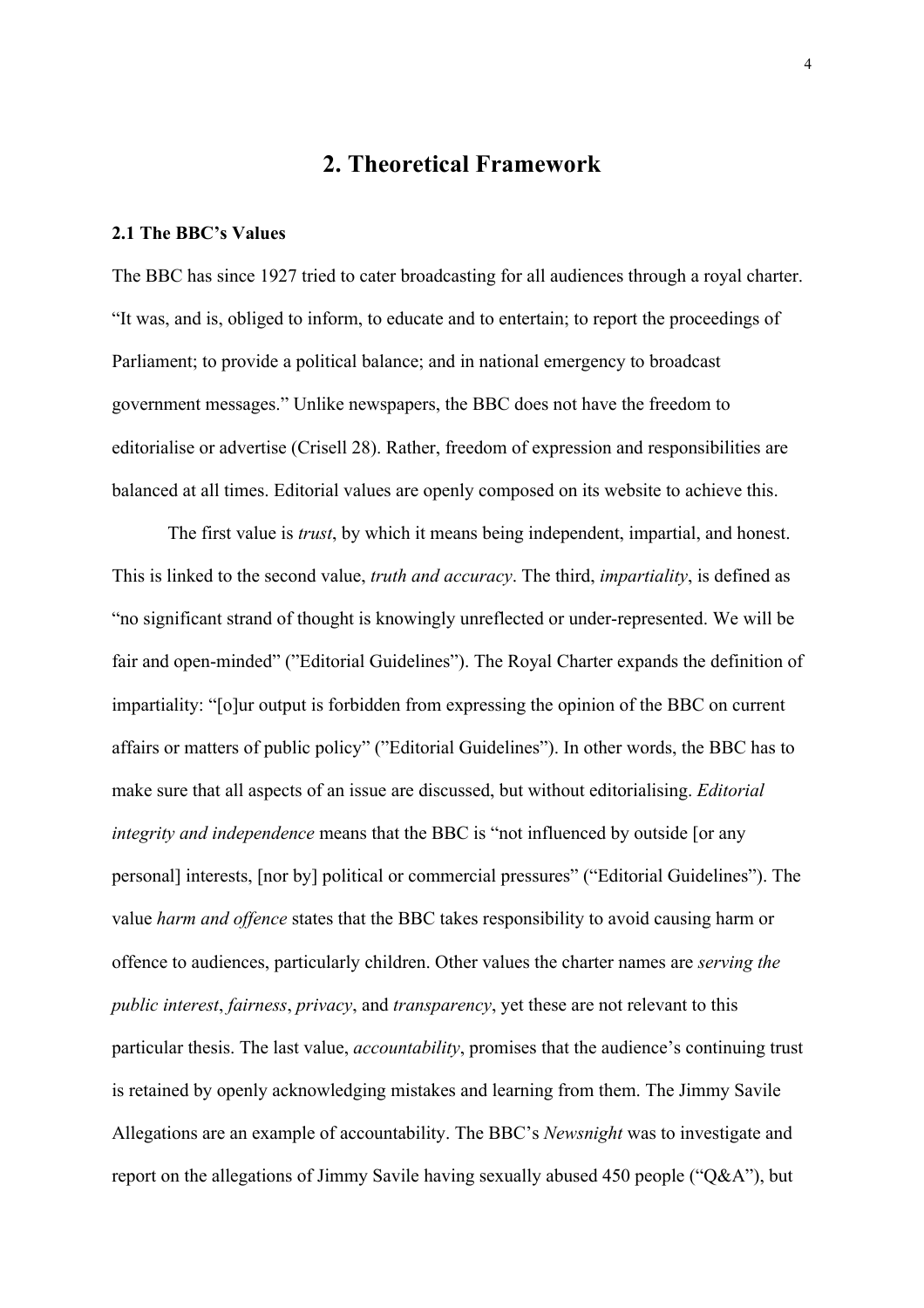# 2. Theoretical Framework

### 2.1 The BBC's Values

The BBC has since 1927 tried to cater broadcasting for all audiences through a royal charter. "It was, and is, obliged to inform, to educate and to entertain; to report the proceedings of Parliament; to provide a political balance; and in national emergency to broadcast government messages." Unlike newspapers, the BBC does not have the freedom to editorialise or advertise (Crisell 28). Rather, freedom of expression and responsibilities are balanced at all times. Editorial values are openly composed on its website to achieve this.

The first value is *trust*, by which it means being independent, impartial, and honest. This is linked to the second value, *truth and accuracy*. The third, *impartiality*, is defined as "no significant strand of thought is knowingly unreflected or under-represented. We will be fair and open-minded" ("Editorial Guidelines"). The Royal Charter expands the definition of impartiality: "[o]ur output is forbidden from expressing the opinion of the BBC on current affairs or matters of public policy" ("Editorial Guidelines"). In other words, the BBC has to make sure that all aspects of an issue are discussed, but without editorialising. *Editorial integrity and independence* means that the BBC is "not influenced by outside [or any personal] interests, [nor by] political or commercial pressures" ("Editorial Guidelines"). The value *harm and offence* states that the BBC takes responsibility to avoid causing harm or offence to audiences, particularly children. Other values the charter names are *serving the public interest*, *fairness*, *privacy*, and *transparency*, yet these are not relevant to this particular thesis. The last value, *accountability*, promises that the audience's continuing trust is retained by openly acknowledging mistakes and learning from them. The Jimmy Savile Allegations are an example of accountability. The BBC's *Newsnight* was to investigate and report on the allegations of Jimmy Savile having sexually abused 450 people ("Q&A"), but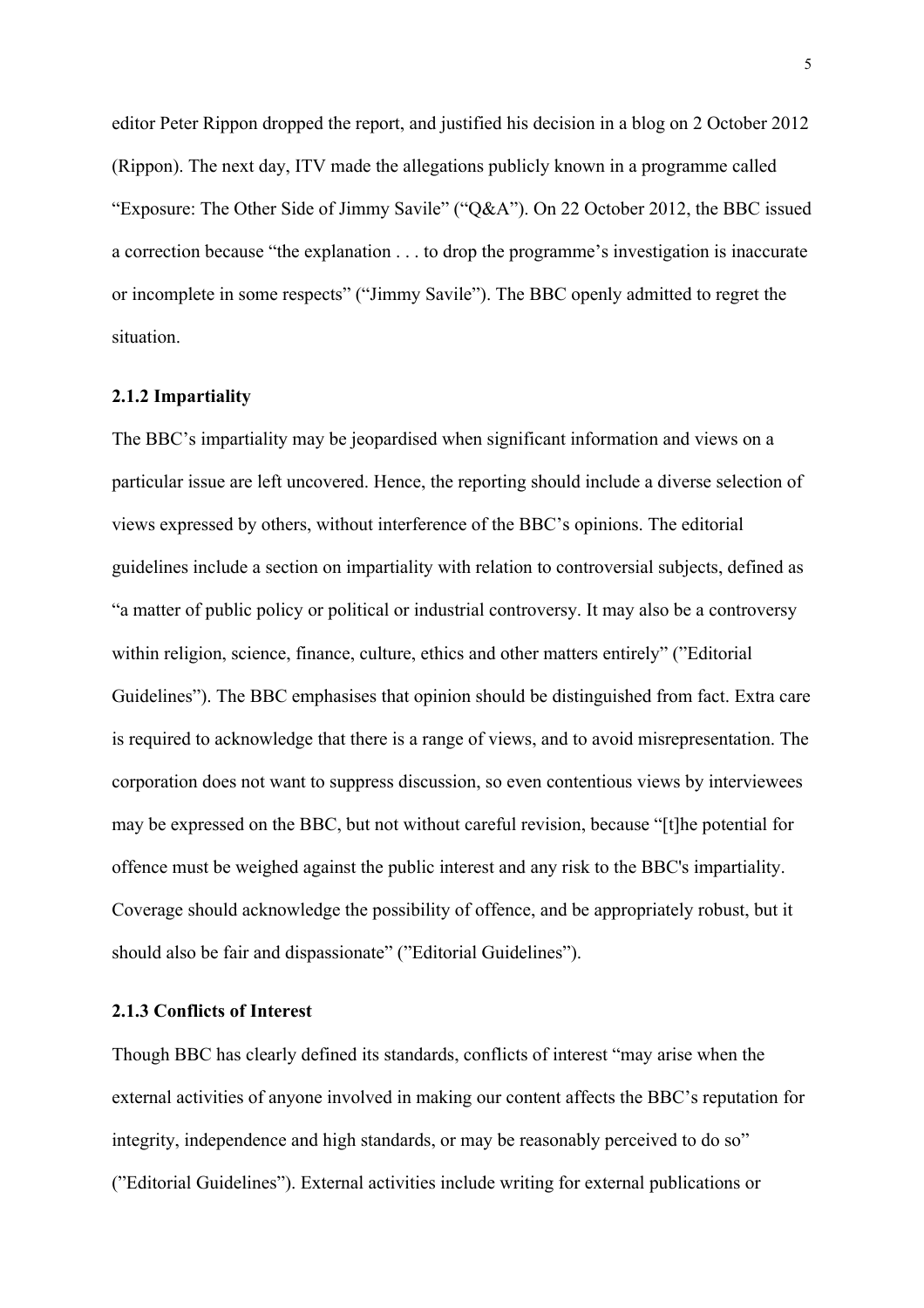editor Peter Rippon dropped the report, and justified his decision in a blog on 2 October 2012 (Rippon). The next day, ITV made the allegations publicly known in a programme called "Exposure: The Other Side of Jimmy Savile" ("Q&A"). On 22 October 2012, the BBC issued a correction because "the explanation . . . to drop the programme's investigation is inaccurate or incomplete in some respects" ("Jimmy Savile"). The BBC openly admitted to regret the situation.

### 2.1.2 Impartiality

The BBC's impartiality may be jeopardised when significant information and views on a particular issue are left uncovered. Hence, the reporting should include a diverse selection of views expressed by others, without interference of the BBC's opinions. The editorial guidelines include a section on impartiality with relation to controversial subjects, defined as "a matter of public policy or political or industrial controversy. It may also be a controversy within religion, science, finance, culture, ethics and other matters entirely" ("Editorial Guidelines"). The BBC emphasises that opinion should be distinguished from fact. Extra care is required to acknowledge that there is a range of views, and to avoid misrepresentation. The corporation does not want to suppress discussion, so even contentious views by interviewees may be expressed on the BBC, but not without careful revision, because "[t]he potential for offence must be weighed against the public interest and any risk to the BBC's impartiality. Coverage should acknowledge the possibility of offence, and be appropriately robust, but it should also be fair and dispassionate" ("Editorial Guidelines").

### 2.1.3 Conflicts of Interest

Though BBC has clearly defined its standards, conflicts of interest "may arise when the external activities of anyone involved in making our content affects the BBC's reputation for integrity, independence and high standards, or may be reasonably perceived to do so" ("Editorial Guidelines"). External activities include writing for external publications or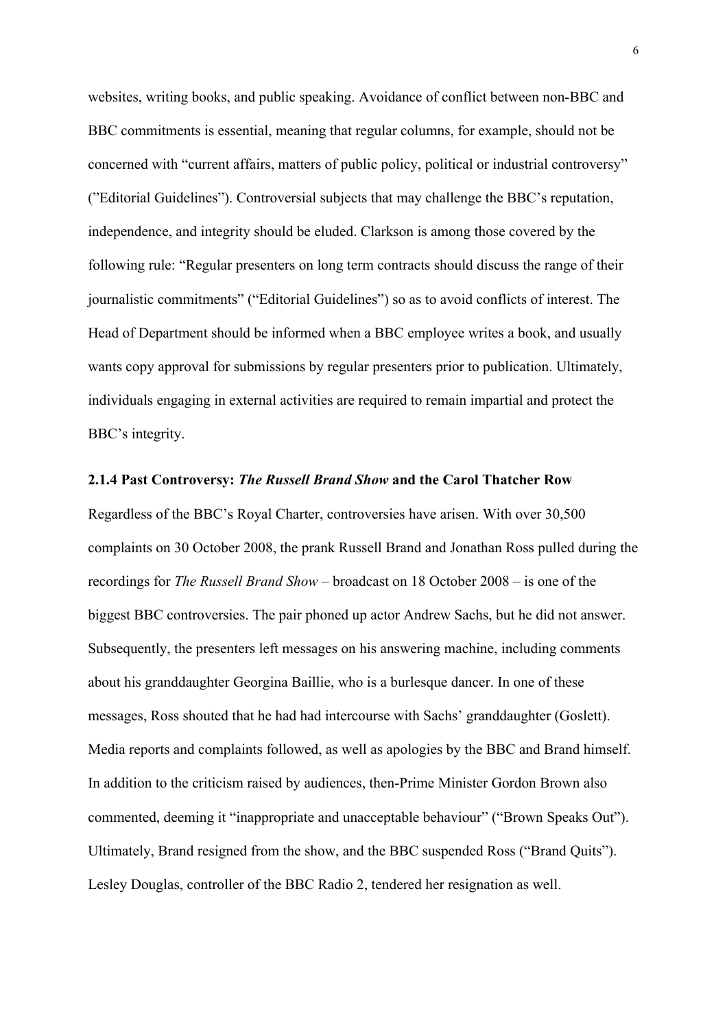websites, writing books, and public speaking. Avoidance of conflict between non-BBC and BBC commitments is essential, meaning that regular columns, for example, should not be concerned with “current affairs, matters of public policy, political or industrial controversy” (”Editorial Guidelines”). Controversial subjects that may challenge the BBC’s reputation, independence, and integrity should be eluded. Clarkson is among those covered by the following rule: “Regular presenters on long term contracts should discuss the range of their journalistic commitments” (“Editorial Guidelines”) so as to avoid conflicts of interest. The Head of Department should be informed when a BBC employee writes a book, and usually wants copy approval for submissions by regular presenters prior to publication. Ultimately, individuals engaging in external activities are required to remain impartial and protect the BBC’s integrity.

#### 2.1.4 Past Controversy: *The Russell Brand Show* and the Carol Thatcher Row

Regardless of the BBC’s Royal Charter, controversies have arisen. With over 30,500 complaints on 30 October 2008, the prank Russell Brand and Jonathan Ross pulled during the recordings for *The Russell Brand Show* – broadcast on 18 October 2008 – is one of the biggest BBC controversies. The pair phoned up actor Andrew Sachs, but he did not answer. Subsequently, the presenters left messages on his answering machine, including comments about his granddaughter Georgina Baillie, who is a burlesque dancer. In one of these messages, Ross shouted that he had had intercourse with Sachs’ granddaughter (Goslett). Media reports and complaints followed, as well as apologies by the BBC and Brand himself. In addition to the criticism raised by audiences, then-Prime Minister Gordon Brown also commented, deeming it “inappropriate and unacceptable behaviour” (“Brown Speaks Out”). Ultimately, Brand resigned from the show, and the BBC suspended Ross (“Brand Quits”). Lesley Douglas, controller of the BBC Radio 2, tendered her resignation as well.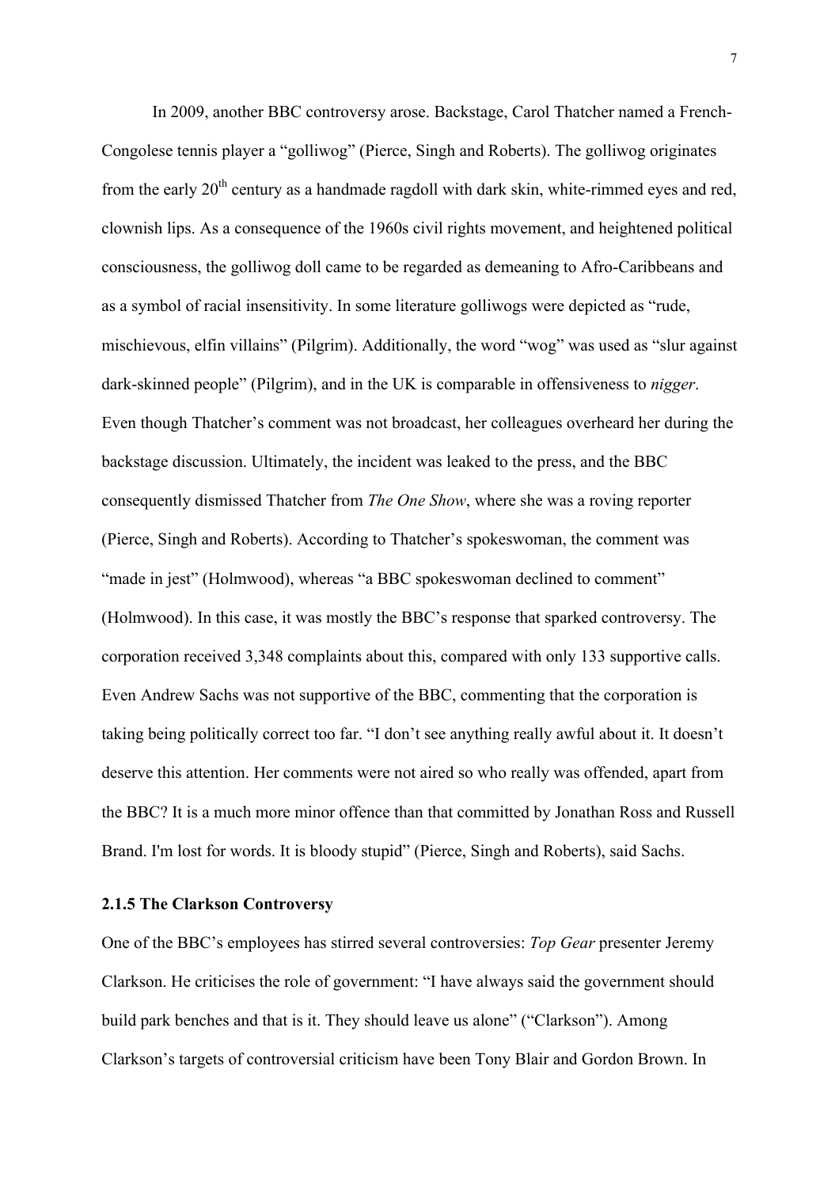In 2009, another BBC controversy arose. Backstage, Carol Thatcher named a French-Congolese tennis player a "golliwog" (Pierce, Singh and Roberts). The golliwog originates from the early $20^{th}$ century as a handmade ragdoll with dark skin, white-rimmed eyes and red, clownish lips. As a consequence of the 1960s civil rights movement, and heightened political consciousness, the golliwog doll came to be regarded as demeaning to Afro-Caribbeans and as a symbol of racial insensitivity. In some literature golliwogs were depicted as "rude, mischievous, elfin villains" (Pilgrim). Additionally, the word "wog" was used as "slur against dark-skinned people" (Pilgrim), and in the UK is comparable in offensiveness to *nigger*. Even though Thatcher's comment was not broadcast, her colleagues overheard her during the backstage discussion. Ultimately, the incident was leaked to the press, and the BBC consequently dismissed Thatcher from *The One Show*, where she was a roving reporter (Pierce, Singh and Roberts). According to Thatcher's spokeswoman, the comment was "made in jest" (Holmwood), whereas "a BBC spokeswoman declined to comment" (Holmwood). In this case, it was mostly the BBC's response that sparked controversy. The corporation received 3,348 complaints about this, compared with only 133 supportive calls. Even Andrew Sachs was not supportive of the BBC, commenting that the corporation is taking being politically correct too far. "I don't see anything really awful about it. It doesn't deserve this attention. Her comments were not aired so who really was offended, apart from the BBC? It is a much more minor offence than that committed by Jonathan Ross and Russell Brand. I'm lost for words. It is bloody stupid" (Pierce, Singh and Roberts), said Sachs.

### 2.1.5 The Clarkson Controversy

One of the BBC's employees has stirred several controversies: *Top Gear* presenter Jeremy Clarkson. He criticises the role of government: "I have always said the government should build park benches and that is it. They should leave us alone" ("Clarkson"). Among Clarkson's targets of controversial criticism have been Tony Blair and Gordon Brown. In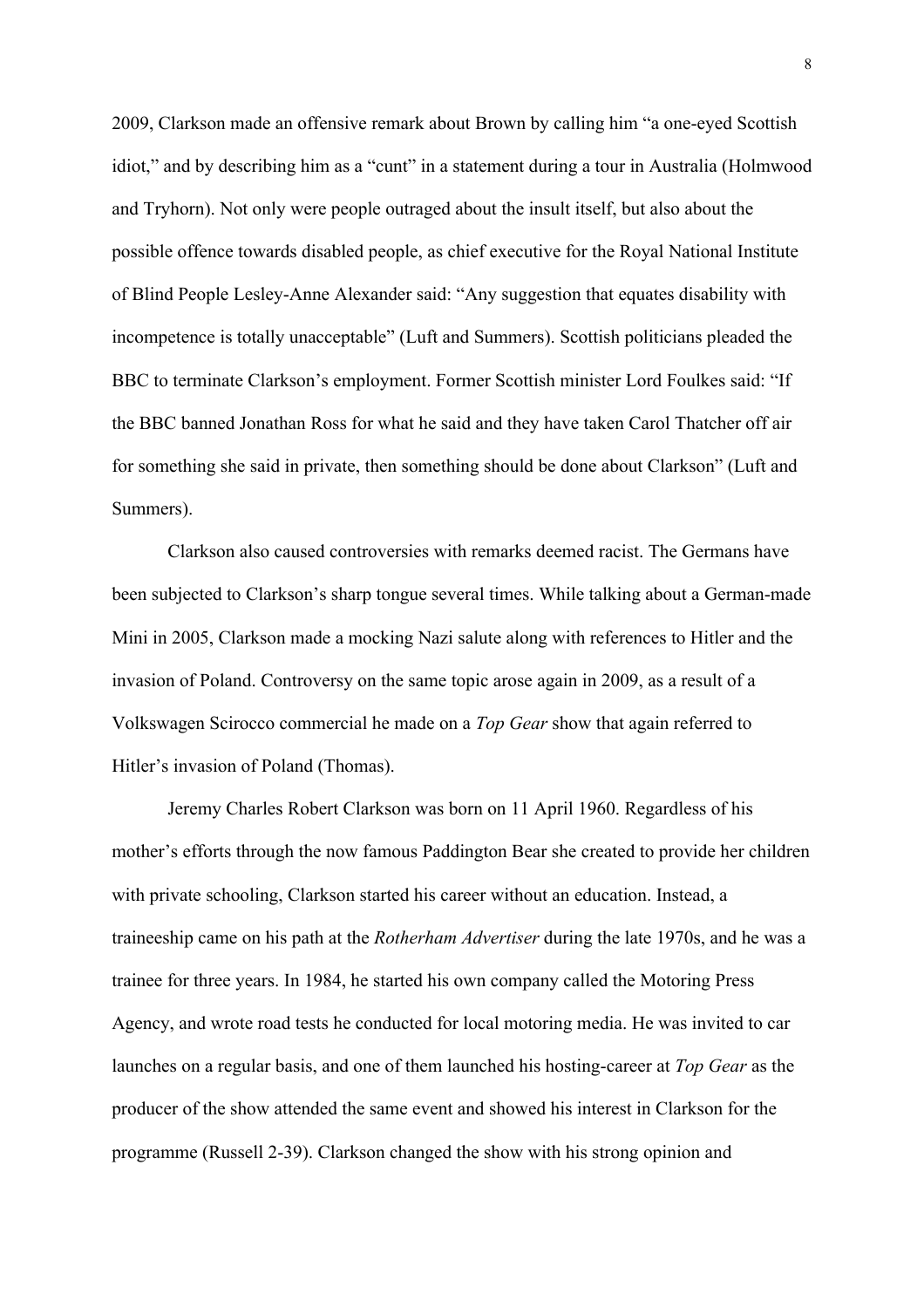2009, Clarkson made an offensive remark about Brown by calling him "a one-eyed Scottish idiot," and by describing him as a "cunt" in a statement during a tour in Australia (Holmwood and Tryhorn). Not only were people outraged about the insult itself, but also about the possible offence towards disabled people, as chief executive for the Royal National Institute of Blind People Lesley-Anne Alexander said: "Any suggestion that equates disability with incompetence is totally unacceptable" (Luft and Summers). Scottish politicians pleaded the BBC to terminate Clarkson's employment. Former Scottish minister Lord Foulkes said: "If the BBC banned Jonathan Ross for what he said and they have taken Carol Thatcher off air for something she said in private, then something should be done about Clarkson" (Luft and Summers).

Clarkson also caused controversies with remarks deemed racist. The Germans have been subjected to Clarkson's sharp tongue several times. While talking about a German-made Mini in 2005, Clarkson made a mocking Nazi salute along with references to Hitler and the invasion of Poland. Controversy on the same topic arose again in 2009, as a result of a Volkswagen Scirocco commercial he made on a *Top Gear* show that again referred to Hitler's invasion of Poland (Thomas).

Jeremy Charles Robert Clarkson was born on 11 April 1960. Regardless of his mother's efforts through the now famous Paddington Bear she created to provide her children with private schooling, Clarkson started his career without an education. Instead, a traineeship came on his path at the *Rotherham Advertiser* during the late 1970s, and he was a trainee for three years. In 1984, he started his own company called the Motoring Press Agency, and wrote road tests he conducted for local motoring media. He was invited to car launches on a regular basis, and one of them launched his hosting-career at *Top Gear* as the producer of the show attended the same event and showed his interest in Clarkson for the programme (Russell 2-39). Clarkson changed the show with his strong opinion and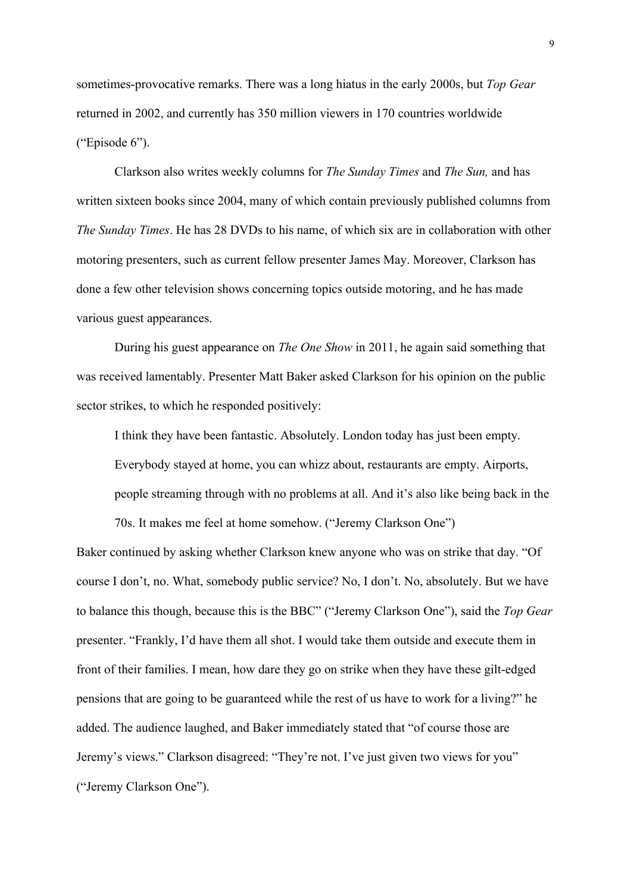sometimes-provocative remarks. There was a long hiatus in the early 2000s, but *Top Gear* returned in 2002, and currently has 350 million viewers in 170 countries worldwide ("Episode 6").

Clarkson also writes weekly columns for *The Sunday Times* and *The Sun,* and has written sixteen books since 2004, many of which contain previously published columns from *The Sunday Times*. He has 28 DVDs to his name, of which six are in collaboration with other motoring presenters, such as current fellow presenter James May. Moreover, Clarkson has done a few other television shows concerning topics outside motoring, and he has made various guest appearances.

During his guest appearance on *The One Show* in 2011, he again said something that was received lamentably. Presenter Matt Baker asked Clarkson for his opinion on the public sector strikes, to which he responded positively:

> I think they have been fantastic. Absolutely. London today has just been empty. Everybody stayed at home, you can whizz about, restaurants are empty. Airports, people streaming through with no problems at all. And it's also like being back in the 70s. It makes me feel at home somehow. ("Jeremy Clarkson One")

Baker continued by asking whether Clarkson knew anyone who was on strike that day. "Of course I don't, no. What, somebody public service? No, I don't. No, absolutely. But we have to balance this though, because this is the BBC" ("Jeremy Clarkson One"), said the *Top Gear* presenter. "Frankly, I'd have them all shot. I would take them outside and execute them in front of their families. I mean, how dare they go on strike when they have these gilt-edged pensions that are going to be guaranteed while the rest of us have to work for a living?" he added. The audience laughed, and Baker immediately stated that "of course those are Jeremy's views." Clarkson disagreed: "They're not. I've just given two views for you" ("Jeremy Clarkson One").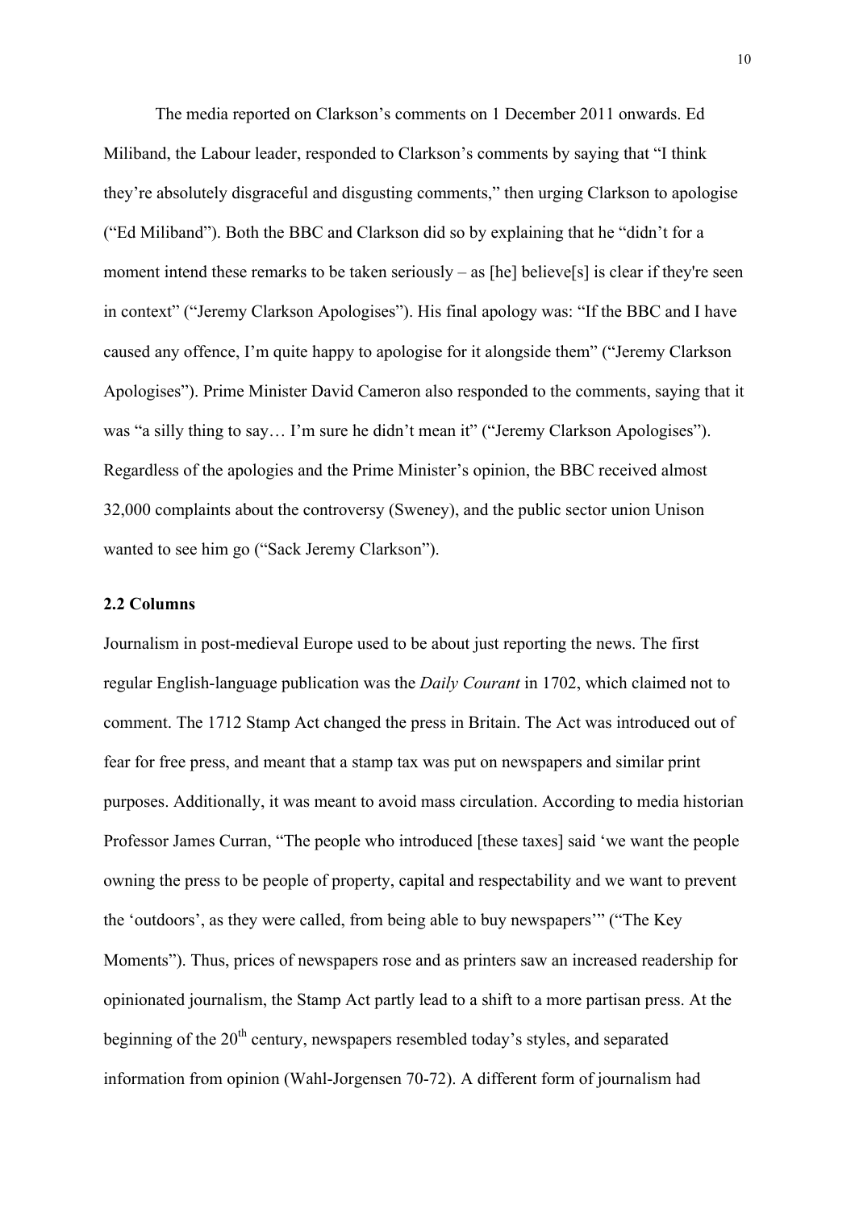The media reported on Clarkson's comments on 1 December 2011 onwards. Ed Miliband, the Labour leader, responded to Clarkson's comments by saying that "I think they're absolutely disgraceful and disgusting comments," then urging Clarkson to apologise ("Ed Miliband"). Both the BBC and Clarkson did so by explaining that he "didn't for a moment intend these remarks to be taken seriously – as [he] believe[s] is clear if they're seen in context" ("Jeremy Clarkson Apologises"). His final apology was: "If the BBC and I have caused any offence, I'm quite happy to apologise for it alongside them" ("Jeremy Clarkson Apologises"). Prime Minister David Cameron also responded to the comments, saying that it was "a silly thing to say… I'm sure he didn't mean it" ("Jeremy Clarkson Apologises"). Regardless of the apologies and the Prime Minister's opinion, the BBC received almost 32,000 complaints about the controversy (Sweney), and the public sector union Unison wanted to see him go ("Sack Jeremy Clarkson").

### 2.2 Columns

Journalism in post-medieval Europe used to be about just reporting the news. The first regular English-language publication was the *Daily Courant* in 1702, which claimed not to comment. The 1712 Stamp Act changed the press in Britain. The Act was introduced out of fear for free press, and meant that a stamp tax was put on newspapers and similar print purposes. Additionally, it was meant to avoid mass circulation. According to media historian Professor James Curran, "The people who introduced [these taxes] said 'we want the people owning the press to be people of property, capital and respectability and we want to prevent the 'outdoors', as they were called, from being able to buy newspapers'" ("The Key Moments"). Thus, prices of newspapers rose and as printers saw an increased readership for opinionated journalism, the Stamp Act partly lead to a shift to a more partisan press. At the beginning of the 20th century, newspapers resembled today's styles, and separated information from opinion (Wahl-Jorgensen 70-72). A different form of journalism had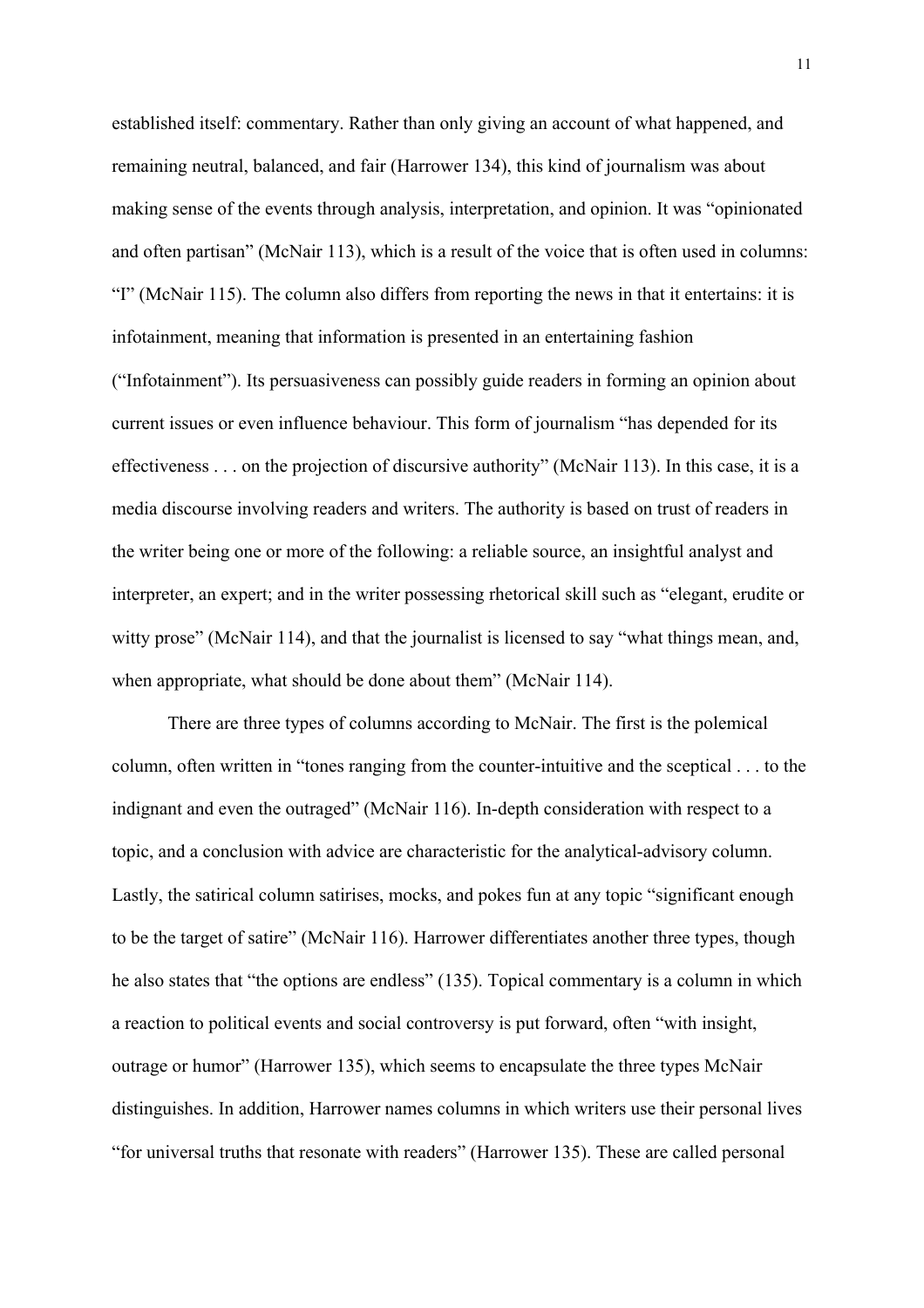established itself: commentary. Rather than only giving an account of what happened, and remaining neutral, balanced, and fair (Harrower 134), this kind of journalism was about making sense of the events through analysis, interpretation, and opinion. It was "opinionated and often partisan" (McNair 113), which is a result of the voice that is often used in columns: "I" (McNair 115). The column also differs from reporting the news in that it entertains: it is infotainment, meaning that information is presented in an entertaining fashion ("Infotainment"). Its persuasiveness can possibly guide readers in forming an opinion about current issues or even influence behaviour. This form of journalism "has depended for its effectiveness . . . on the projection of discursive authority" (McNair 113). In this case, it is a media discourse involving readers and writers. The authority is based on trust of readers in the writer being one or more of the following: a reliable source, an insightful analyst and interpreter, an expert; and in the writer possessing rhetorical skill such as "elegant, erudite or witty prose" (McNair 114), and that the journalist is licensed to say "what things mean, and, when appropriate, what should be done about them" (McNair 114).

There are three types of columns according to McNair. The first is the polemical column, often written in "tones ranging from the counter-intuitive and the sceptical . . . to the indignant and even the outraged" (McNair 116). In-depth consideration with respect to a topic, and a conclusion with advice are characteristic for the analytical-advisory column. Lastly, the satirical column satirises, mocks, and pokes fun at any topic "significant enough to be the target of satire" (McNair 116). Harrower differentiates another three types, though he also states that "the options are endless" (135). Topical commentary is a column in which a reaction to political events and social controversy is put forward, often "with insight, outrage or humor" (Harrower 135), which seems to encapsulate the three types McNair distinguishes. In addition, Harrower names columns in which writers use their personal lives "for universal truths that resonate with readers" (Harrower 135). These are called personal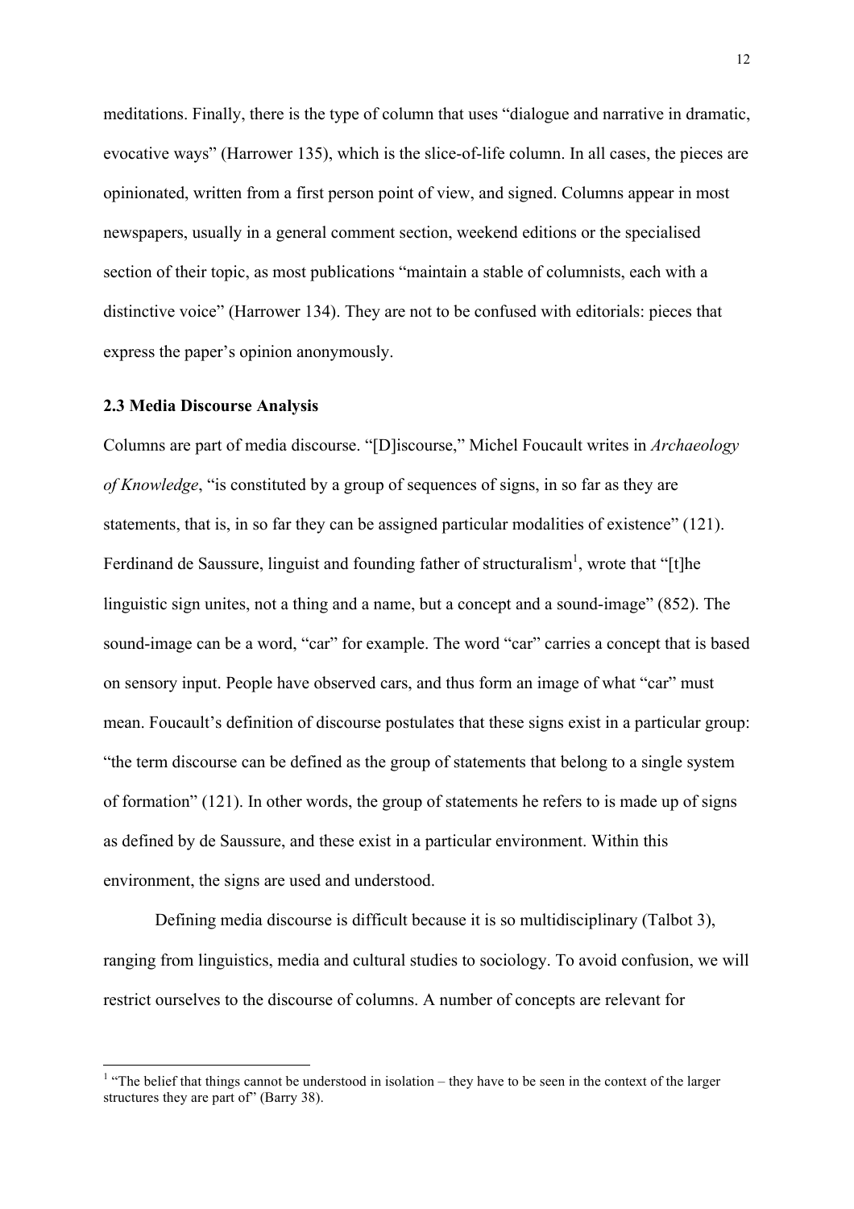meditations. Finally, there is the type of column that uses "dialogue and narrative in dramatic, evocative ways" (Harrower 135), which is the slice-of-life column. In all cases, the pieces are opinionated, written from a first person point of view, and signed. Columns appear in most newspapers, usually in a general comment section, weekend editions or the specialised section of their topic, as most publications "maintain a stable of columnists, each with a distinctive voice" (Harrower 134). They are not to be confused with editorials: pieces that express the paper's opinion anonymously.

### 2.3 Media Discourse Analysis

Columns are part of media discourse. "[D]iscourse," Michel Foucault writes in *Archaeology of Knowledge*, "is constituted by a group of sequences of signs, in so far as they are statements, that is, in so far they can be assigned particular modalities of existence" (121). Ferdinand de Saussure, linguist and founding father of structuralism[1], wrote that "[t]he linguistic sign unites, not a thing and a name, but a concept and a sound-image" (852). The sound-image can be a word, "car" for example. The word "car" carries a concept that is based on sensory input. People have observed cars, and thus form an image of what "car" must mean. Foucault's definition of discourse postulates that these signs exist in a particular group: "the term discourse can be defined as the group of statements that belong to a single system of formation" (121). In other words, the group of statements he refers to is made up of signs as defined by de Saussure, and these exist in a particular environment. Within this environment, the signs are used and understood.

Defining media discourse is difficult because it is so multidisciplinary (Talbot 3), ranging from linguistics, media and cultural studies to sociology. To avoid confusion, we will restrict ourselves to the discourse of columns. A number of concepts are relevant for

[1] "The belief that things cannot be understood in isolation – they have to be seen in the context of the larger structures they are part of" (Barry 38).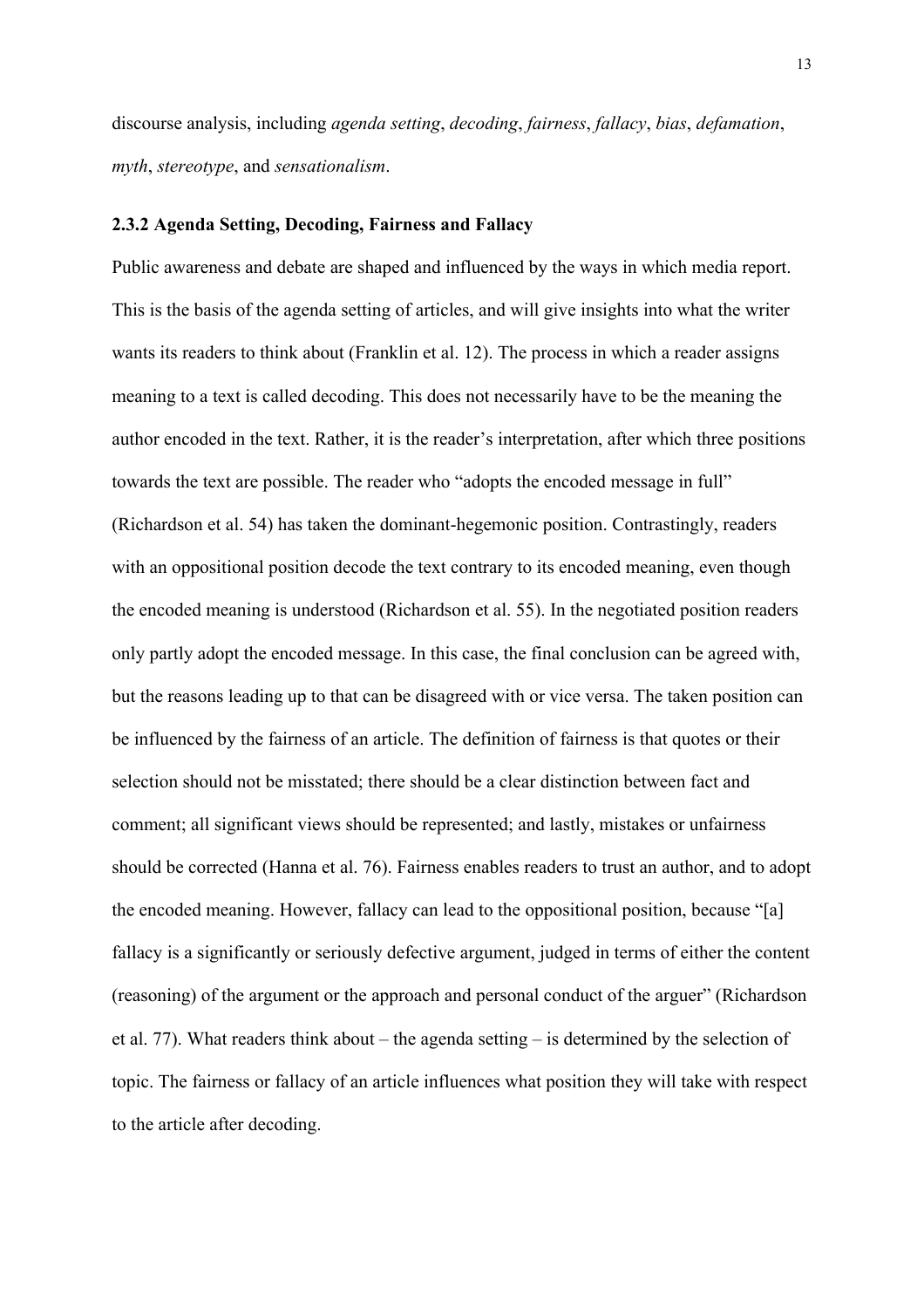discourse analysis, including *agenda setting*, *decoding*, *fairness*, *fallacy*, *bias*, *defamation*, *myth*, *stereotype*, and *sensationalism*.

### 2.3.2 Agenda Setting, Decoding, Fairness and Fallacy

Public awareness and debate are shaped and influenced by the ways in which media report. This is the basis of the agenda setting of articles, and will give insights into what the writer wants its readers to think about (Franklin et al. 12). The process in which a reader assigns meaning to a text is called decoding. This does not necessarily have to be the meaning the author encoded in the text. Rather, it is the reader's interpretation, after which three positions towards the text are possible. The reader who "adopts the encoded message in full" (Richardson et al. 54) has taken the dominant-hegemonic position. Contrastingly, readers with an oppositional position decode the text contrary to its encoded meaning, even though the encoded meaning is understood (Richardson et al. 55). In the negotiated position readers only partly adopt the encoded message. In this case, the final conclusion can be agreed with, but the reasons leading up to that can be disagreed with or vice versa. The taken position can be influenced by the fairness of an article. The definition of fairness is that quotes or their selection should not be misstated; there should be a clear distinction between fact and comment; all significant views should be represented; and lastly, mistakes or unfairness should be corrected (Hanna et al. 76). Fairness enables readers to trust an author, and to adopt the encoded meaning. However, fallacy can lead to the oppositional position, because "[a] fallacy is a significantly or seriously defective argument, judged in terms of either the content (reasoning) of the argument or the approach and personal conduct of the arguer" (Richardson et al. 77). What readers think about – the agenda setting – is determined by the selection of topic. The fairness or fallacy of an article influences what position they will take with respect to the article after decoding.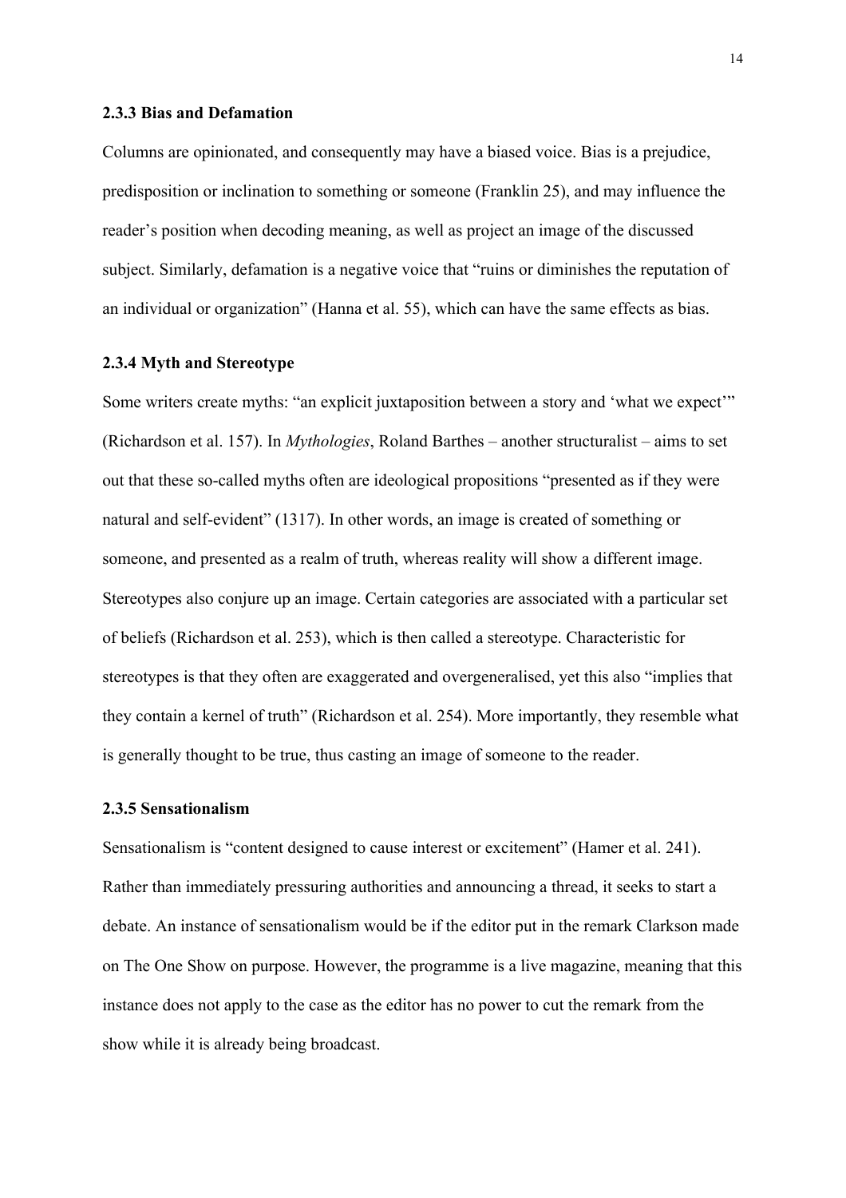### 2.3.3 Bias and Defamation

Columns are opinionated, and consequently may have a biased voice. Bias is a prejudice, predisposition or inclination to something or someone (Franklin 25), and may influence the reader's position when decoding meaning, as well as project an image of the discussed subject. Similarly, defamation is a negative voice that "ruins or diminishes the reputation of an individual or organization" (Hanna et al. 55), which can have the same effects as bias.

### 2.3.4 Myth and Stereotype

Some writers create myths: "an explicit juxtaposition between a story and 'what we expect'" (Richardson et al. 157). In *Mythologies*, Roland Barthes – another structuralist – aims to set out that these so-called myths often are ideological propositions "presented as if they were natural and self-evident" (1317). In other words, an image is created of something or someone, and presented as a realm of truth, whereas reality will show a different image. Stereotypes also conjure up an image. Certain categories are associated with a particular set of beliefs (Richardson et al. 253), which is then called a stereotype. Characteristic for stereotypes is that they often are exaggerated and overgeneralised, yet this also "implies that they contain a kernel of truth" (Richardson et al. 254). More importantly, they resemble what is generally thought to be true, thus casting an image of someone to the reader.

### 2.3.5 Sensationalism

Sensationalism is "content designed to cause interest or excitement" (Hamer et al. 241). Rather than immediately pressuring authorities and announcing a thread, it seeks to start a debate. An instance of sensationalism would be if the editor put in the remark Clarkson made on The One Show on purpose. However, the programme is a live magazine, meaning that this instance does not apply to the case as the editor has no power to cut the remark from the show while it is already being broadcast.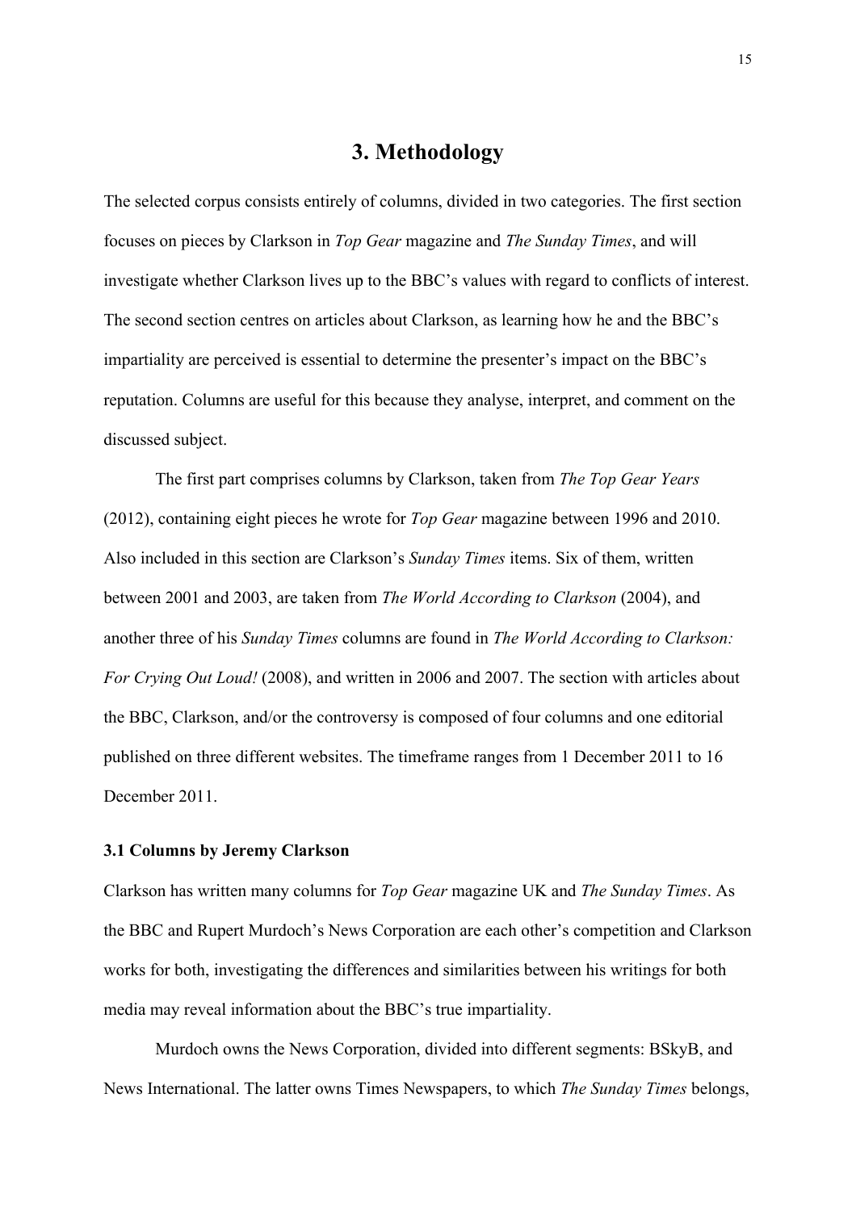# 3. Methodology

The selected corpus consists entirely of columns, divided in two categories. The first section focuses on pieces by Clarkson in *Top Gear* magazine and *The Sunday Times*, and will investigate whether Clarkson lives up to the BBC's values with regard to conflicts of interest. The second section centres on articles about Clarkson, as learning how he and the BBC's impartiality are perceived is essential to determine the presenter's impact on the BBC's reputation. Columns are useful for this because they analyse, interpret, and comment on the discussed subject.

The first part comprises columns by Clarkson, taken from *The Top Gear Years* (2012), containing eight pieces he wrote for *Top Gear* magazine between 1996 and 2010. Also included in this section are Clarkson's *Sunday Times* items. Six of them, written between 2001 and 2003, are taken from *The World According to Clarkson* (2004), and another three of his *Sunday Times* columns are found in *The World According to Clarkson: For Crying Out Loud!* (2008), and written in 2006 and 2007. The section with articles about the BBC, Clarkson, and/or the controversy is composed of four columns and one editorial published on three different websites. The timeframe ranges from 1 December 2011 to 16 December 2011.

### 3.1 Columns by Jeremy Clarkson

Clarkson has written many columns for *Top Gear* magazine UK and *The Sunday Times*. As the BBC and Rupert Murdoch's News Corporation are each other's competition and Clarkson works for both, investigating the differences and similarities between his writings for both media may reveal information about the BBC's true impartiality.

Murdoch owns the News Corporation, divided into different segments: BSkyB, and News International. The latter owns Times Newspapers, to which *The Sunday Times* belongs,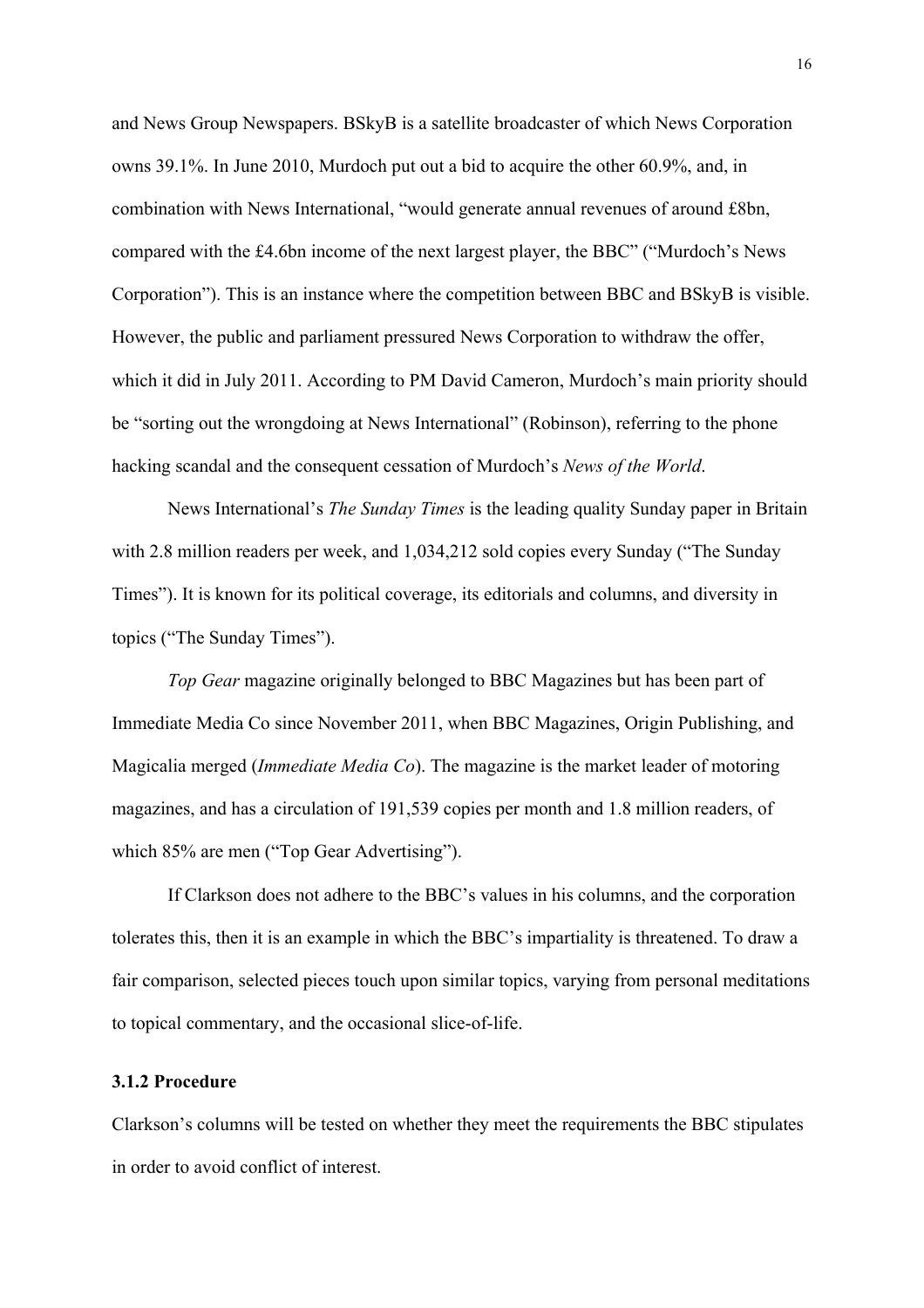and News Group Newspapers. BSkyB is a satellite broadcaster of which News Corporation owns 39.1%. In June 2010, Murdoch put out a bid to acquire the other 60.9%, and, in combination with News International, "would generate annual revenues of around £8bn, compared with the £4.6bn income of the next largest player, the BBC" ("Murdoch's News Corporation"). This is an instance where the competition between BBC and BSkyB is visible. However, the public and parliament pressured News Corporation to withdraw the offer, which it did in July 2011. According to PM David Cameron, Murdoch's main priority should be "sorting out the wrongdoing at News International" (Robinson), referring to the phone hacking scandal and the consequent cessation of Murdoch's *News of the World*.

News International's *The Sunday Times* is the leading quality Sunday paper in Britain with 2.8 million readers per week, and 1,034,212 sold copies every Sunday ("The Sunday Times"). It is known for its political coverage, its editorials and columns, and diversity in topics ("The Sunday Times").

*Top Gear* magazine originally belonged to BBC Magazines but has been part of Immediate Media Co since November 2011, when BBC Magazines, Origin Publishing, and Magicalia merged (*Immediate Media Co*). The magazine is the market leader of motoring magazines, and has a circulation of 191,539 copies per month and 1.8 million readers, of which 85% are men ("Top Gear Advertising").

If Clarkson does not adhere to the BBC's values in his columns, and the corporation tolerates this, then it is an example in which the BBC's impartiality is threatened. To draw a fair comparison, selected pieces touch upon similar topics, varying from personal meditations to topical commentary, and the occasional slice-of-life.

### 3.1.2 Procedure

Clarkson's columns will be tested on whether they meet the requirements the BBC stipulates in order to avoid conflict of interest.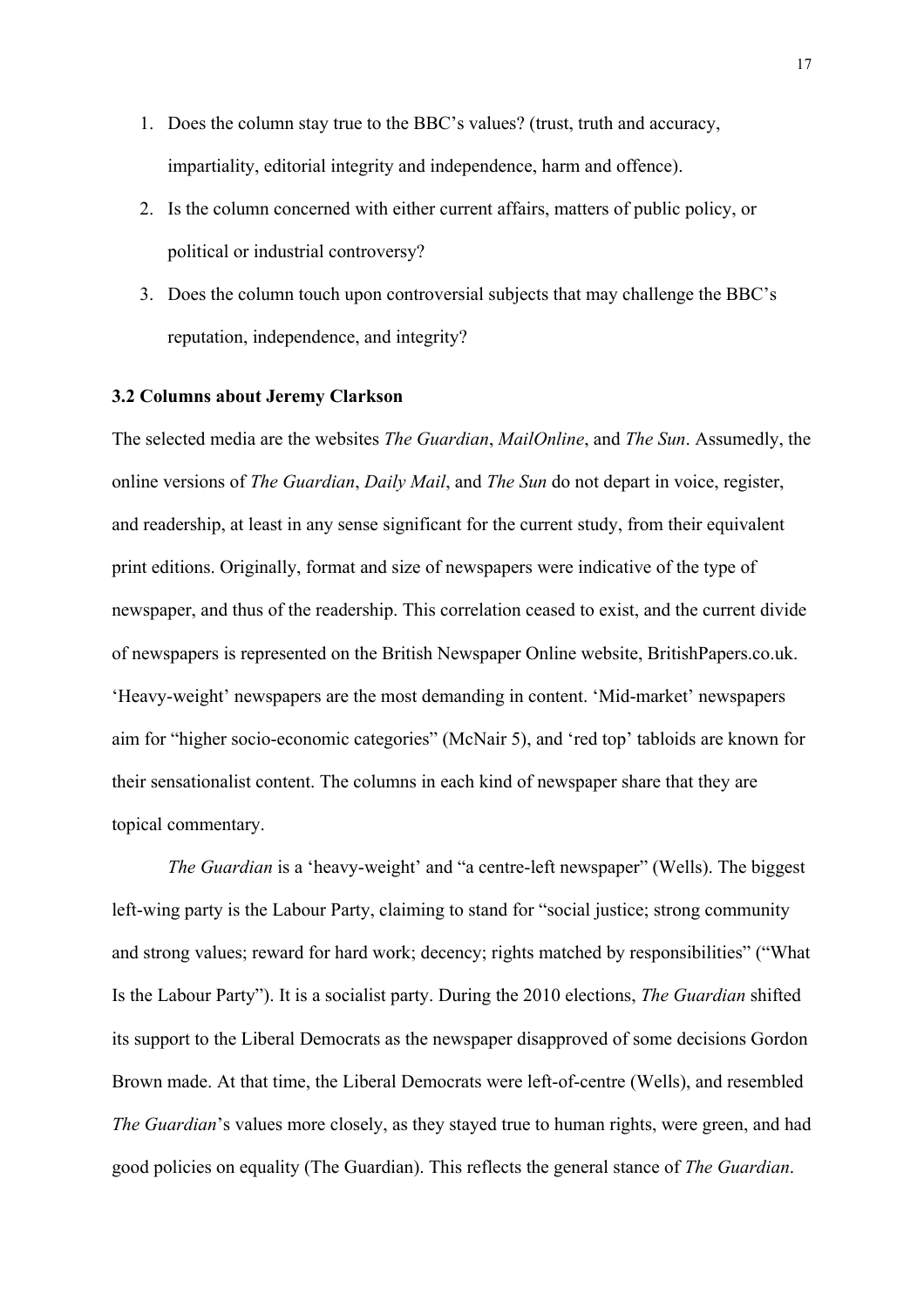1. Does the column stay true to the BBC's values? (trust, truth and accuracy, impartiality, editorial integrity and independence, harm and offence).
2. Is the column concerned with either current affairs, matters of public policy, or political or industrial controversy?
3. Does the column touch upon controversial subjects that may challenge the BBC's reputation, independence, and integrity?

### 3.2 Columns about Jeremy Clarkson

The selected media are the websites *The Guardian*, *MailOnline*, and *The Sun*. Assumedly, the online versions of *The Guardian*, *Daily Mail*, and *The Sun* do not depart in voice, register, and readership, at least in any sense significant for the current study, from their equivalent print editions. Originally, format and size of newspapers were indicative of the type of newspaper, and thus of the readership. This correlation ceased to exist, and the current divide of newspapers is represented on the British Newspaper Online website, BritishPapers.co.uk. 'Heavy-weight' newspapers are the most demanding in content. 'Mid-market' newspapers aim for "higher socio-economic categories" (McNair 5), and 'red top' tabloids are known for their sensationalist content. The columns in each kind of newspaper share that they are topical commentary.

*The Guardian* is a 'heavy-weight' and "a centre-left newspaper" (Wells). The biggest left-wing party is the Labour Party, claiming to stand for "social justice; strong community and strong values; reward for hard work; decency; rights matched by responsibilities" ("What Is the Labour Party"). It is a socialist party. During the 2010 elections, *The Guardian* shifted its support to the Liberal Democrats as the newspaper disapproved of some decisions Gordon Brown made. At that time, the Liberal Democrats were left-of-centre (Wells), and resembled *The Guardian*'s values more closely, as they stayed true to human rights, were green, and had good policies on equality (The Guardian). This reflects the general stance of *The Guardian*.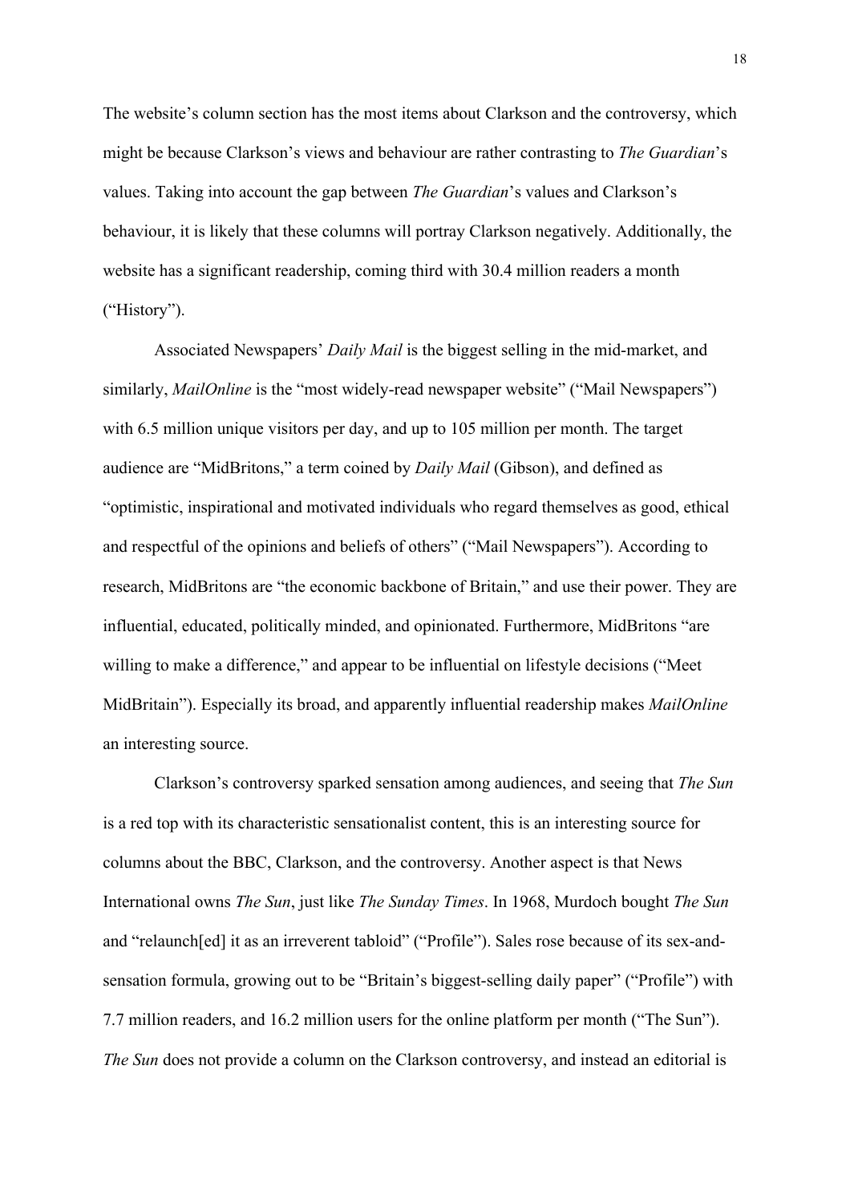The website's column section has the most items about Clarkson and the controversy, which might be because Clarkson's views and behaviour are rather contrasting to *The Guardian*'s values. Taking into account the gap between *The Guardian*'s values and Clarkson's behaviour, it is likely that these columns will portray Clarkson negatively. Additionally, the website has a significant readership, coming third with 30.4 million readers a month ("History").

Associated Newspapers' *Daily Mail* is the biggest selling in the mid-market, and similarly, *MailOnline* is the "most widely-read newspaper website" ("Mail Newspapers") with 6.5 million unique visitors per day, and up to 105 million per month. The target audience are "MidBritons," a term coined by *Daily Mail* (Gibson), and defined as "optimistic, inspirational and motivated individuals who regard themselves as good, ethical and respectful of the opinions and beliefs of others" ("Mail Newspapers"). According to research, MidBritons are "the economic backbone of Britain," and use their power. They are influential, educated, politically minded, and opinionated. Furthermore, MidBritons "are willing to make a difference," and appear to be influential on lifestyle decisions ("Meet MidBritain"). Especially its broad, and apparently influential readership makes *MailOnline* an interesting source.

Clarkson's controversy sparked sensation among audiences, and seeing that *The Sun* is a red top with its characteristic sensationalist content, this is an interesting source for columns about the BBC, Clarkson, and the controversy. Another aspect is that News International owns *The Sun*, just like *The Sunday Times*. In 1968, Murdoch bought *The Sun* and "relaunch[ed] it as an irreverent tabloid" ("Profile"). Sales rose because of its sex-and-sensation formula, growing out to be "Britain's biggest-selling daily paper" ("Profile") with 7.7 million readers, and 16.2 million users for the online platform per month ("The Sun"). *The Sun* does not provide a column on the Clarkson controversy, and instead an editorial is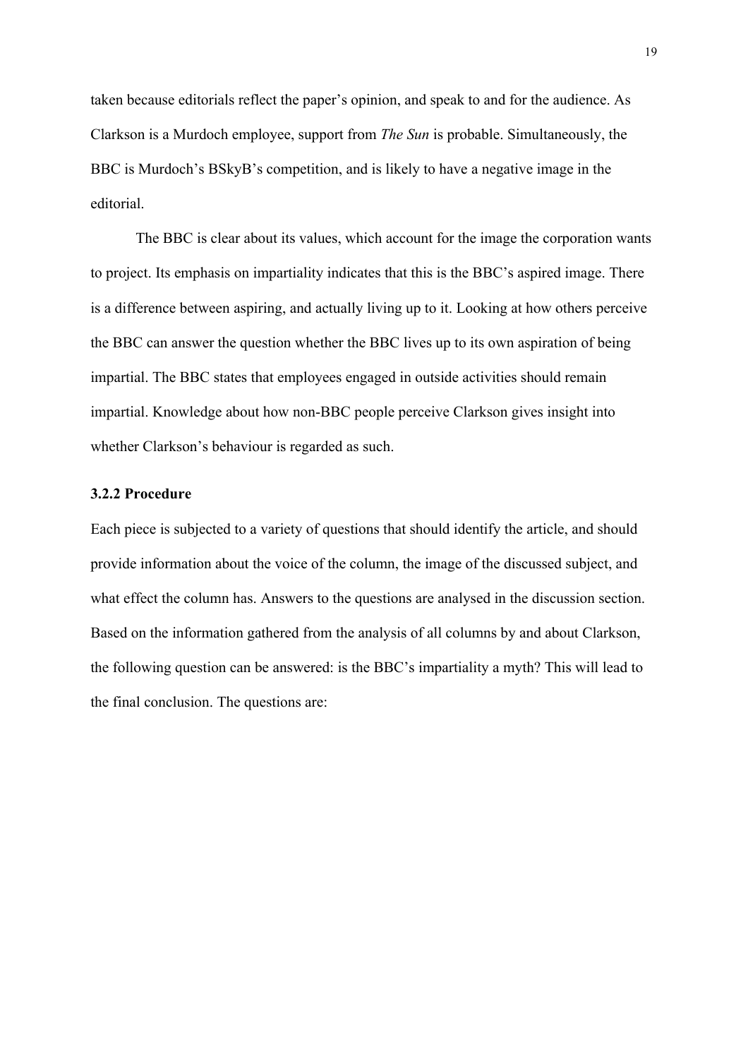taken because editorials reflect the paper's opinion, and speak to and for the audience. As Clarkson is a Murdoch employee, support from *The Sun* is probable. Simultaneously, the BBC is Murdoch's BSkyB's competition, and is likely to have a negative image in the editorial.

The BBC is clear about its values, which account for the image the corporation wants to project. Its emphasis on impartiality indicates that this is the BBC's aspired image. There is a difference between aspiring, and actually living up to it. Looking at how others perceive the BBC can answer the question whether the BBC lives up to its own aspiration of being impartial. The BBC states that employees engaged in outside activities should remain impartial. Knowledge about how non-BBC people perceive Clarkson gives insight into whether Clarkson's behaviour is regarded as such.

### 3.2.2 Procedure

Each piece is subjected to a variety of questions that should identify the article, and should provide information about the voice of the column, the image of the discussed subject, and what effect the column has. Answers to the questions are analysed in the discussion section. Based on the information gathered from the analysis of all columns by and about Clarkson, the following question can be answered: is the BBC's impartiality a myth? This will lead to the final conclusion. The questions are: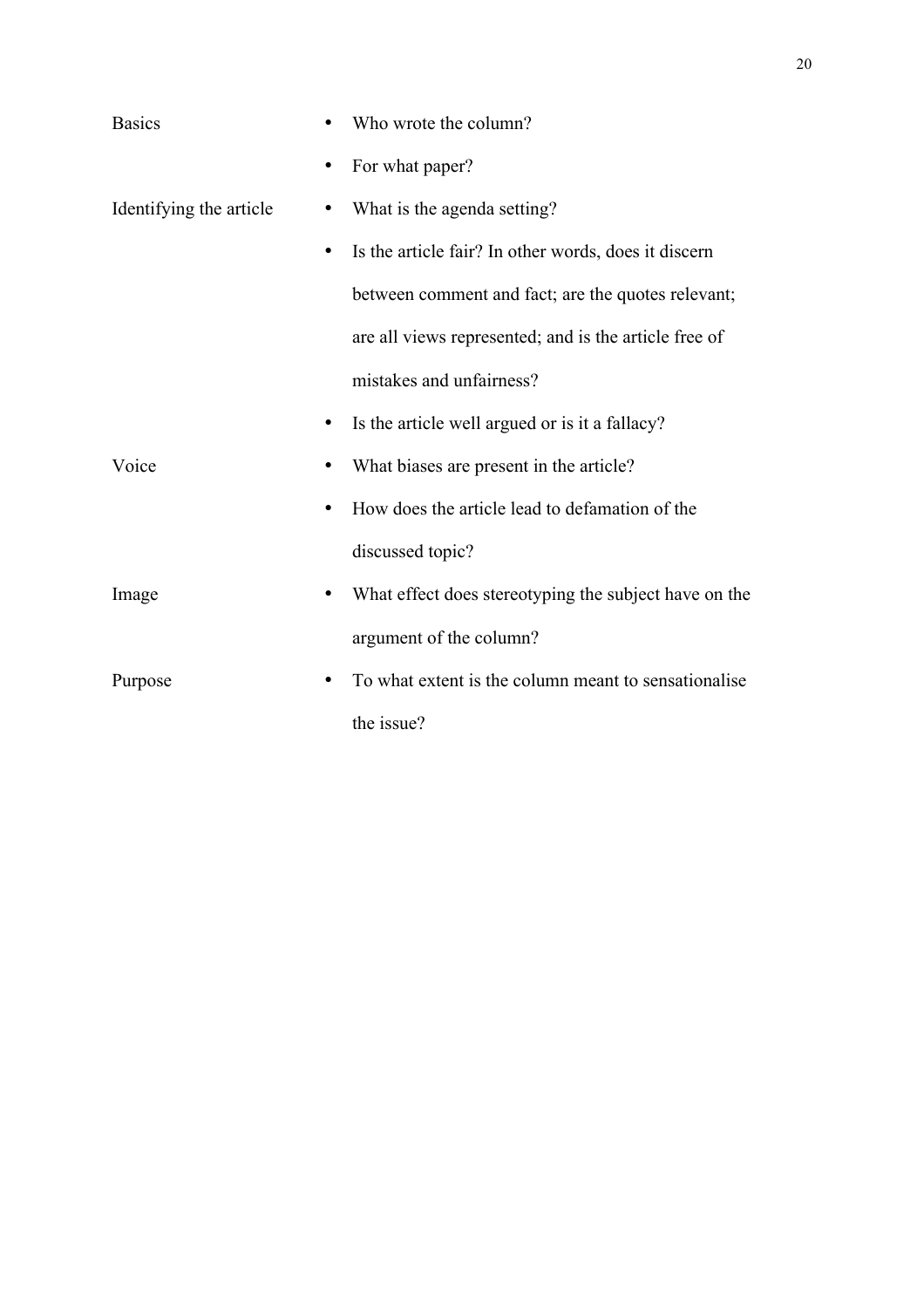| | |
|---|---|
| Basics | • Who wrote the column?<br>• For what paper? |
| Identifying the article | • What is the agenda setting?<br>• Is the article fair? In other words, does it discern between comment and fact; are the quotes relevant; are all views represented; and is the article free of mistakes and unfairness?<br>• Is the article well argued or is it a fallacy? |
| Voice | • What biases are present in the article?<br>• How does the article lead to defamation of the discussed topic? |
| Image | • What effect does stereotyping the subject have on the argument of the column? |
| Purpose | • To what extent is the column meant to sensationalise the issue? |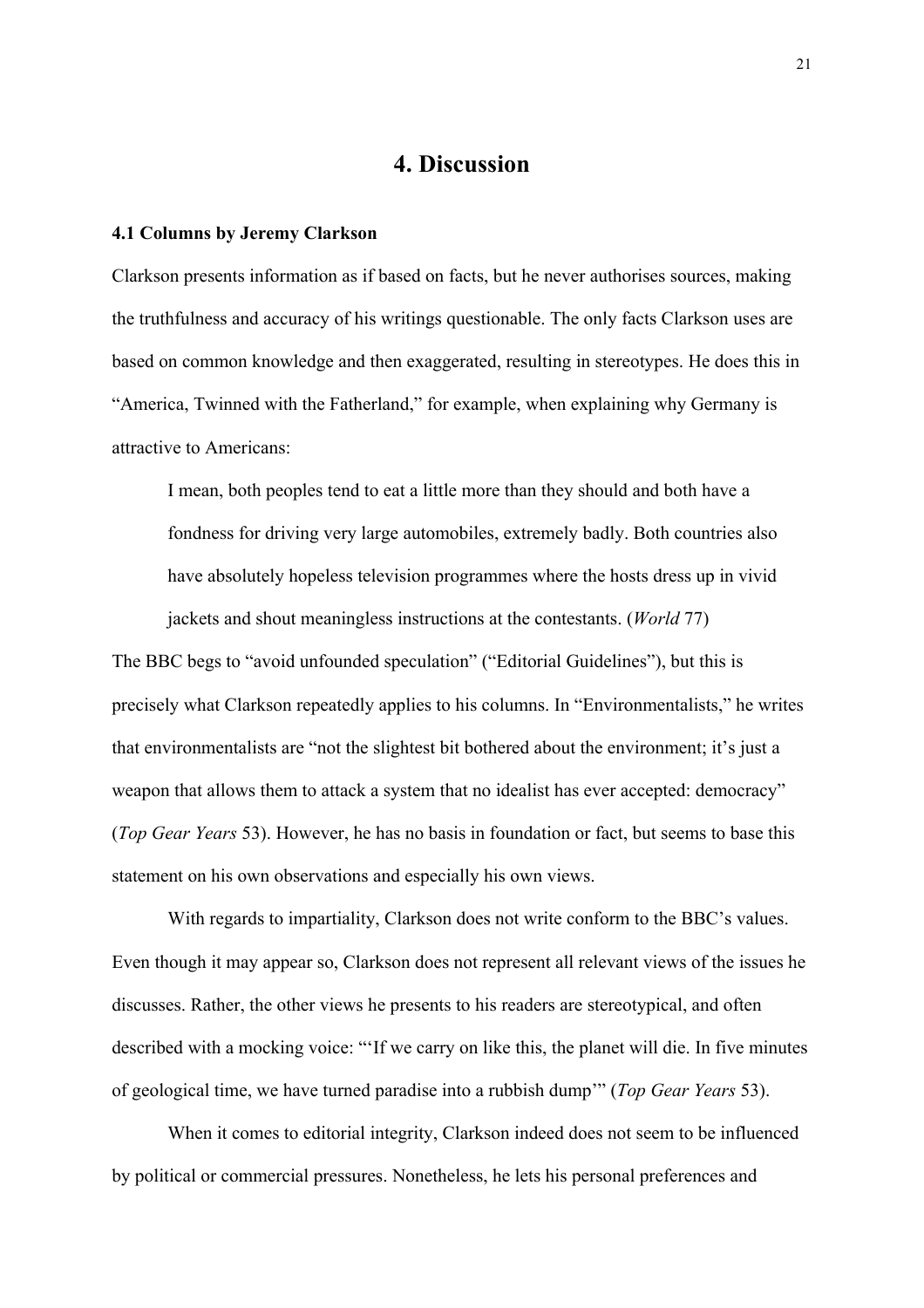# 4. Discussion

### 4.1 Columns by Jeremy Clarkson

Clarkson presents information as if based on facts, but he never authorises sources, making the truthfulness and accuracy of his writings questionable. The only facts Clarkson uses are based on common knowledge and then exaggerated, resulting in stereotypes. He does this in "America, Twinned with the Fatherland," for example, when explaining why Germany is attractive to Americans:

> I mean, both peoples tend to eat a little more than they should and both have a fondness for driving very large automobiles, extremely badly. Both countries also have absolutely hopeless television programmes where the hosts dress up in vivid jackets and shout meaningless instructions at the contestants. (*World* 77)

The BBC begs to "avoid unfounded speculation" ("Editorial Guidelines"), but this is precisely what Clarkson repeatedly applies to his columns. In "Environmentalists," he writes that environmentalists are "not the slightest bit bothered about the environment; it's just a weapon that allows them to attack a system that no idealist has ever accepted: democracy" (*Top Gear Years* 53). However, he has no basis in foundation or fact, but seems to base this statement on his own observations and especially his own views.

With regards to impartiality, Clarkson does not write conform to the BBC's values. Even though it may appear so, Clarkson does not represent all relevant views of the issues he discusses. Rather, the other views he presents to his readers are stereotypical, and often described with a mocking voice: "'If we carry on like this, the planet will die. In five minutes of geological time, we have turned paradise into a rubbish dump'" (*Top Gear Years* 53).

When it comes to editorial integrity, Clarkson indeed does not seem to be influenced by political or commercial pressures. Nonetheless, he lets his personal preferences and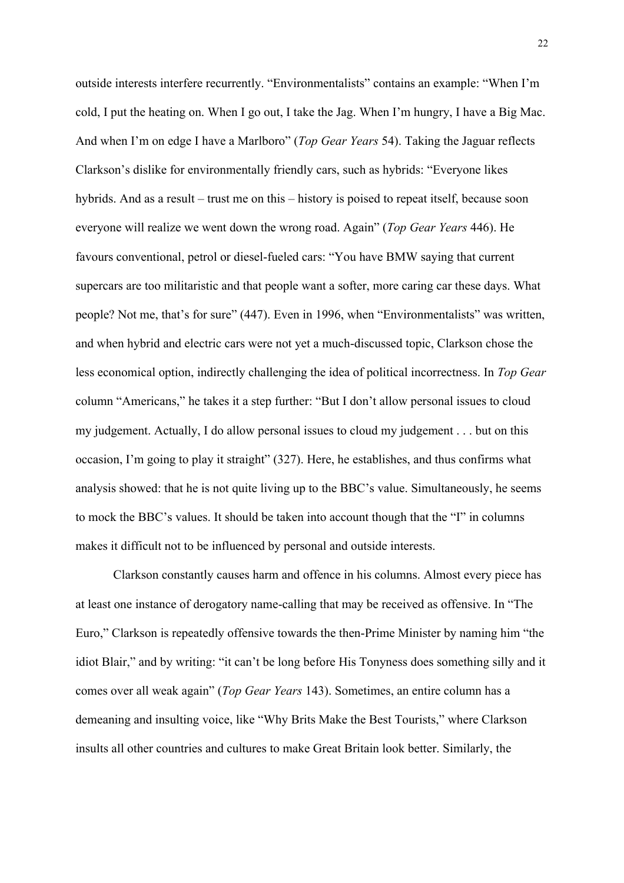outside interests interfere recurrently. "Environmentalists" contains an example: "When I'm cold, I put the heating on. When I go out, I take the Jag. When I'm hungry, I have a Big Mac. And when I'm on edge I have a Marlboro" (*Top Gear Years* 54). Taking the Jaguar reflects Clarkson's dislike for environmentally friendly cars, such as hybrids: "Everyone likes hybrids. And as a result – trust me on this – history is poised to repeat itself, because soon everyone will realize we went down the wrong road. Again" (*Top Gear Years* 446). He favours conventional, petrol or diesel-fueled cars: "You have BMW saying that current supercars are too militaristic and that people want a softer, more caring car these days. What people? Not me, that's for sure" (447). Even in 1996, when "Environmentalists" was written, and when hybrid and electric cars were not yet a much-discussed topic, Clarkson chose the less economical option, indirectly challenging the idea of political incorrectness. In *Top Gear* column "Americans," he takes it a step further: "But I don't allow personal issues to cloud my judgement. Actually, I do allow personal issues to cloud my judgement . . . but on this occasion, I'm going to play it straight" (327). Here, he establishes, and thus confirms what analysis showed: that he is not quite living up to the BBC's value. Simultaneously, he seems to mock the BBC's values. It should be taken into account though that the "I" in columns makes it difficult not to be influenced by personal and outside interests.

Clarkson constantly causes harm and offence in his columns. Almost every piece has at least one instance of derogatory name-calling that may be received as offensive. In "The Euro," Clarkson is repeatedly offensive towards the then-Prime Minister by naming him "the idiot Blair," and by writing: "it can't be long before His Tonyness does something silly and it comes over all weak again" (*Top Gear Years* 143). Sometimes, an entire column has a demeaning and insulting voice, like "Why Brits Make the Best Tourists," where Clarkson insults all other countries and cultures to make Great Britain look better. Similarly, the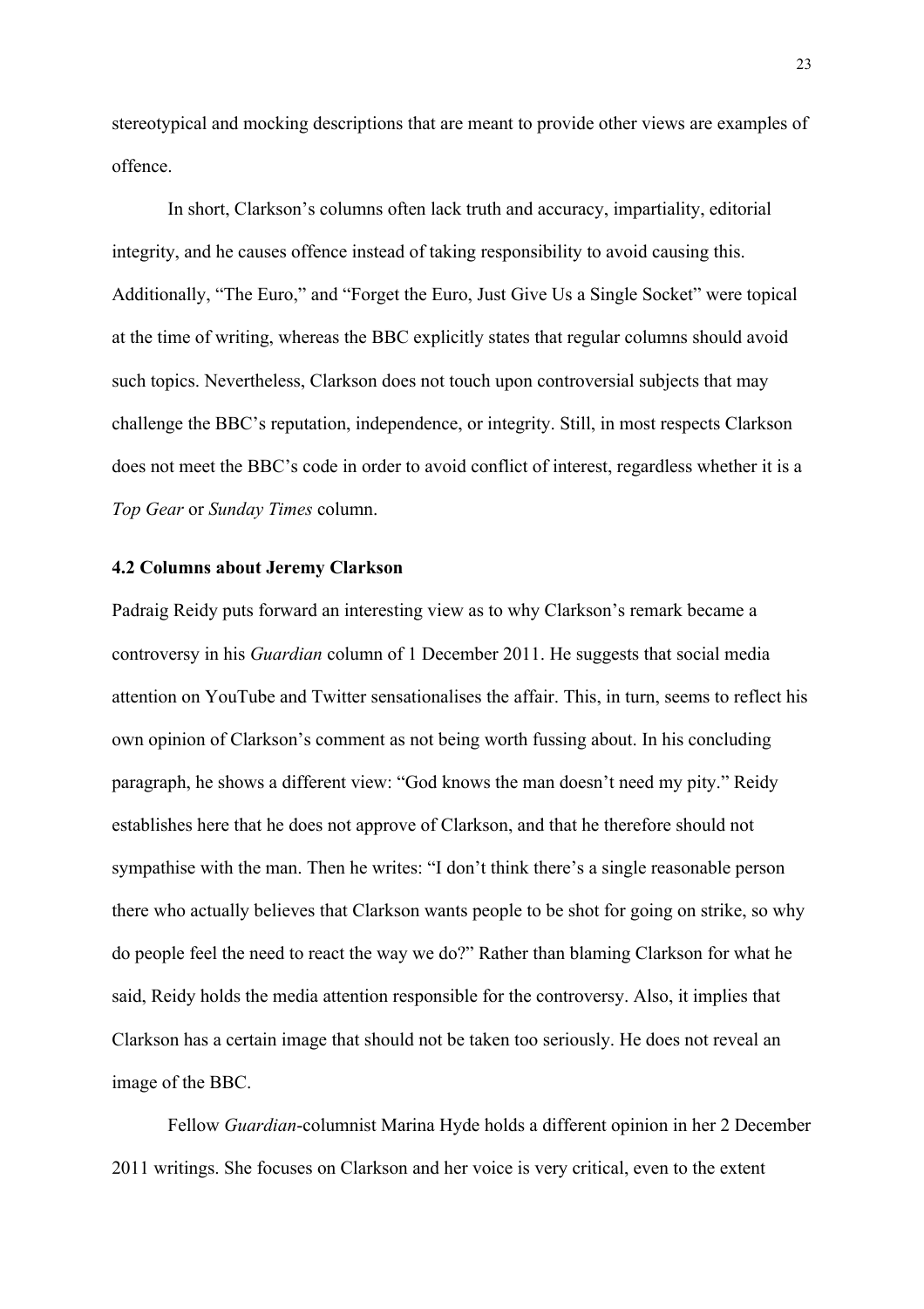stereotypical and mocking descriptions that are meant to provide other views are examples of offence.

In short, Clarkson's columns often lack truth and accuracy, impartiality, editorial integrity, and he causes offence instead of taking responsibility to avoid causing this. Additionally, "The Euro," and "Forget the Euro, Just Give Us a Single Socket" were topical at the time of writing, whereas the BBC explicitly states that regular columns should avoid such topics. Nevertheless, Clarkson does not touch upon controversial subjects that may challenge the BBC's reputation, independence, or integrity. Still, in most respects Clarkson does not meet the BBC's code in order to avoid conflict of interest, regardless whether it is a *Top Gear* or *Sunday Times* column.

### 4.2 Columns about Jeremy Clarkson

Padraig Reidy puts forward an interesting view as to why Clarkson's remark became a controversy in his *Guardian* column of 1 December 2011. He suggests that social media attention on YouTube and Twitter sensationalises the affair. This, in turn, seems to reflect his own opinion of Clarkson's comment as not being worth fussing about. In his concluding paragraph, he shows a different view: "God knows the man doesn't need my pity." Reidy establishes here that he does not approve of Clarkson, and that he therefore should not sympathise with the man. Then he writes: "I don't think there's a single reasonable person there who actually believes that Clarkson wants people to be shot for going on strike, so why do people feel the need to react the way we do?" Rather than blaming Clarkson for what he said, Reidy holds the media attention responsible for the controversy. Also, it implies that Clarkson has a certain image that should not be taken too seriously. He does not reveal an image of the BBC.

Fellow *Guardian*-columnist Marina Hyde holds a different opinion in her 2 December 2011 writings. She focuses on Clarkson and her voice is very critical, even to the extent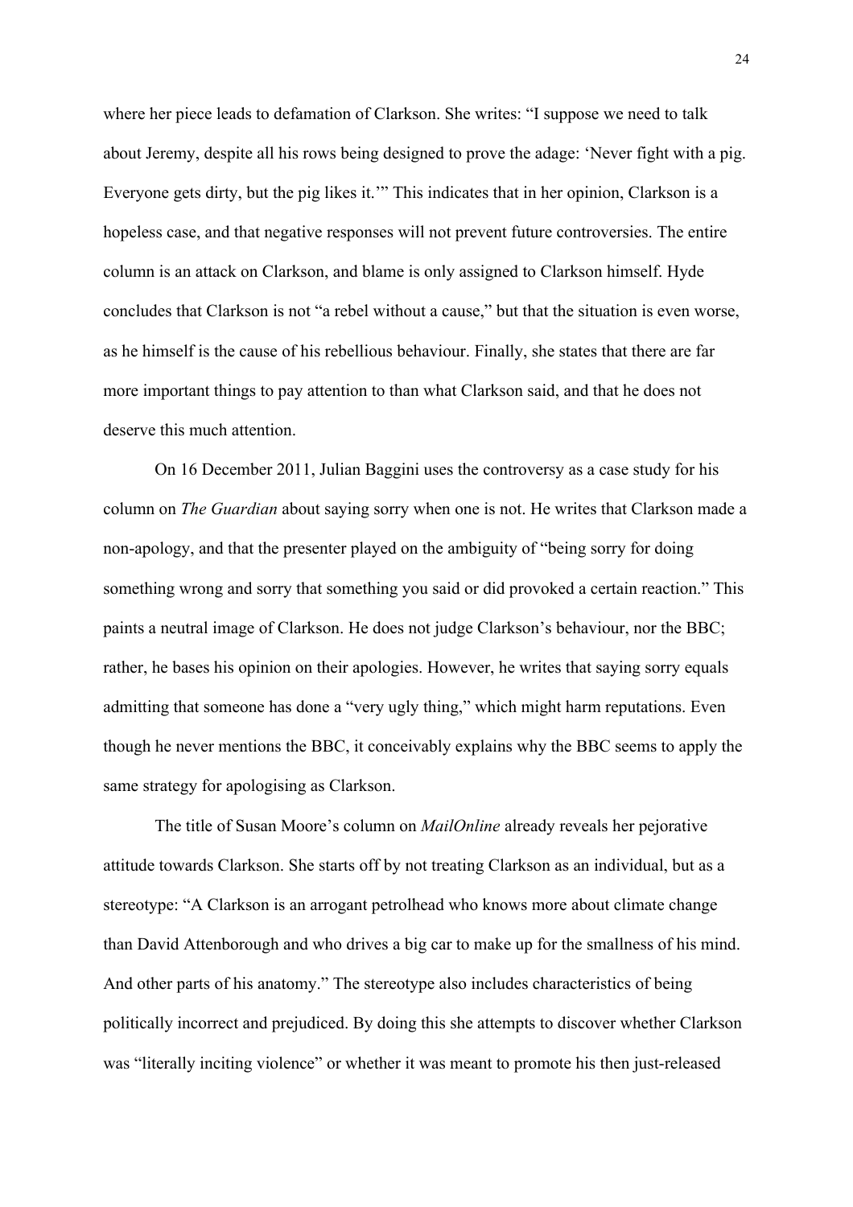where her piece leads to defamation of Clarkson. She writes: "I suppose we need to talk about Jeremy, despite all his rows being designed to prove the adage: 'Never fight with a pig. Everyone gets dirty, but the pig likes it.'" This indicates that in her opinion, Clarkson is a hopeless case, and that negative responses will not prevent future controversies. The entire column is an attack on Clarkson, and blame is only assigned to Clarkson himself. Hyde concludes that Clarkson is not "a rebel without a cause," but that the situation is even worse, as he himself is the cause of his rebellious behaviour. Finally, she states that there are far more important things to pay attention to than what Clarkson said, and that he does not deserve this much attention.

On 16 December 2011, Julian Baggini uses the controversy as a case study for his column on *The Guardian* about saying sorry when one is not. He writes that Clarkson made a non-apology, and that the presenter played on the ambiguity of "being sorry for doing something wrong and sorry that something you said or did provoked a certain reaction." This paints a neutral image of Clarkson. He does not judge Clarkson's behaviour, nor the BBC; rather, he bases his opinion on their apologies. However, he writes that saying sorry equals admitting that someone has done a "very ugly thing," which might harm reputations. Even though he never mentions the BBC, it conceivably explains why the BBC seems to apply the same strategy for apologising as Clarkson.

The title of Susan Moore's column on *MailOnline* already reveals her pejorative attitude towards Clarkson. She starts off by not treating Clarkson as an individual, but as a stereotype: "A Clarkson is an arrogant petrolhead who knows more about climate change than David Attenborough and who drives a big car to make up for the smallness of his mind. And other parts of his anatomy." The stereotype also includes characteristics of being politically incorrect and prejudiced. By doing this she attempts to discover whether Clarkson was "literally inciting violence" or whether it was meant to promote his then just-released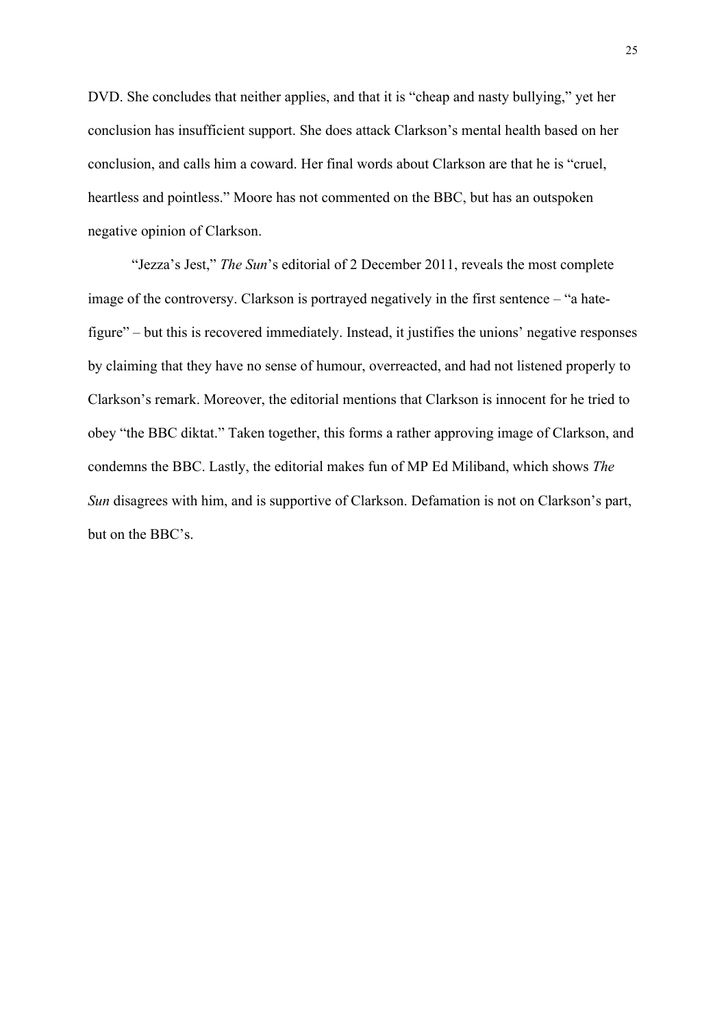DVD. She concludes that neither applies, and that it is "cheap and nasty bullying," yet her conclusion has insufficient support. She does attack Clarkson's mental health based on her conclusion, and calls him a coward. Her final words about Clarkson are that he is "cruel, heartless and pointless." Moore has not commented on the BBC, but has an outspoken negative opinion of Clarkson.

"Jezza's Jest," *The Sun*'s editorial of 2 December 2011, reveals the most complete image of the controversy. Clarkson is portrayed negatively in the first sentence – "a hate-figure" – but this is recovered immediately. Instead, it justifies the unions' negative responses by claiming that they have no sense of humour, overreacted, and had not listened properly to Clarkson's remark. Moreover, the editorial mentions that Clarkson is innocent for he tried to obey "the BBC diktat." Taken together, this forms a rather approving image of Clarkson, and condemns the BBC. Lastly, the editorial makes fun of MP Ed Miliband, which shows *The Sun* disagrees with him, and is supportive of Clarkson. Defamation is not on Clarkson's part, but on the BBC's.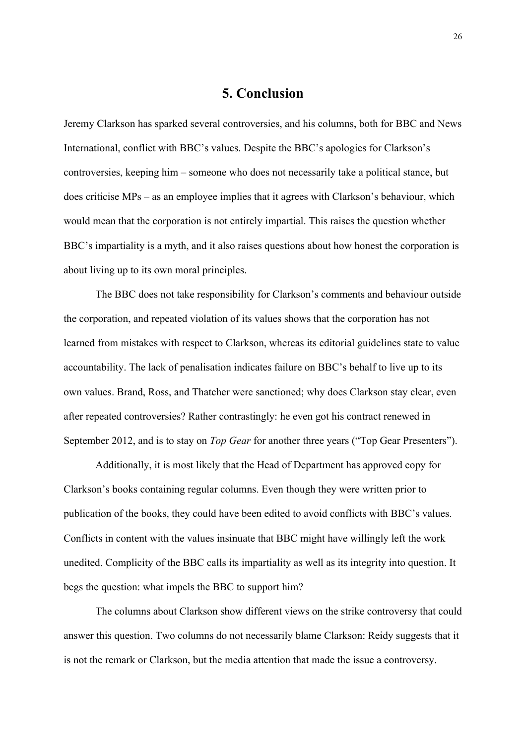# 5. Conclusion

Jeremy Clarkson has sparked several controversies, and his columns, both for BBC and News International, conflict with BBC's values. Despite the BBC's apologies for Clarkson's controversies, keeping him – someone who does not necessarily take a political stance, but does criticise MPs – as an employee implies that it agrees with Clarkson's behaviour, which would mean that the corporation is not entirely impartial. This raises the question whether BBC's impartiality is a myth, and it also raises questions about how honest the corporation is about living up to its own moral principles.

The BBC does not take responsibility for Clarkson's comments and behaviour outside the corporation, and repeated violation of its values shows that the corporation has not learned from mistakes with respect to Clarkson, whereas its editorial guidelines state to value accountability. The lack of penalisation indicates failure on BBC's behalf to live up to its own values. Brand, Ross, and Thatcher were sanctioned; why does Clarkson stay clear, even after repeated controversies? Rather contrastingly: he even got his contract renewed in September 2012, and is to stay on *Top Gear* for another three years ("Top Gear Presenters").

Additionally, it is most likely that the Head of Department has approved copy for Clarkson's books containing regular columns. Even though they were written prior to publication of the books, they could have been edited to avoid conflicts with BBC's values. Conflicts in content with the values insinuate that BBC might have willingly left the work unedited. Complicity of the BBC calls its impartiality as well as its integrity into question. It begs the question: what impels the BBC to support him?

The columns about Clarkson show different views on the strike controversy that could answer this question. Two columns do not necessarily blame Clarkson: Reidy suggests that it is not the remark or Clarkson, but the media attention that made the issue a controversy.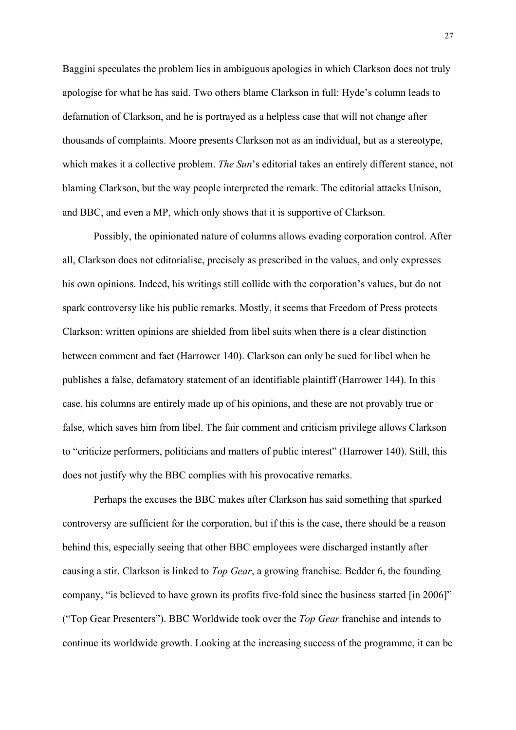Baggini speculates the problem lies in ambiguous apologies in which Clarkson does not truly apologise for what he has said. Two others blame Clarkson in full: Hyde's column leads to defamation of Clarkson, and he is portrayed as a helpless case that will not change after thousands of complaints. Moore presents Clarkson not as an individual, but as a stereotype, which makes it a collective problem. *The Sun*'s editorial takes an entirely different stance, not blaming Clarkson, but the way people interpreted the remark. The editorial attacks Unison, and BBC, and even a MP, which only shows that it is supportive of Clarkson.

Possibly, the opinionated nature of columns allows evading corporation control. After all, Clarkson does not editorialise, precisely as prescribed in the values, and only expresses his own opinions. Indeed, his writings still collide with the corporation's values, but do not spark controversy like his public remarks. Mostly, it seems that Freedom of Press protects Clarkson: written opinions are shielded from libel suits when there is a clear distinction between comment and fact (Harrower 140). Clarkson can only be sued for libel when he publishes a false, defamatory statement of an identifiable plaintiff (Harrower 144). In this case, his columns are entirely made up of his opinions, and these are not provably true or false, which saves him from libel. The fair comment and criticism privilege allows Clarkson to "criticize performers, politicians and matters of public interest" (Harrower 140). Still, this does not justify why the BBC complies with his provocative remarks.

Perhaps the excuses the BBC makes after Clarkson has said something that sparked controversy are sufficient for the corporation, but if this is the case, there should be a reason behind this, especially seeing that other BBC employees were discharged instantly after causing a stir. Clarkson is linked to *Top Gear*, a growing franchise. Bedder 6, the founding company, "is believed to have grown its profits five-fold since the business started [in 2006]" ("Top Gear Presenters"). BBC Worldwide took over the *Top Gear* franchise and intends to continue its worldwide growth. Looking at the increasing success of the programme, it can be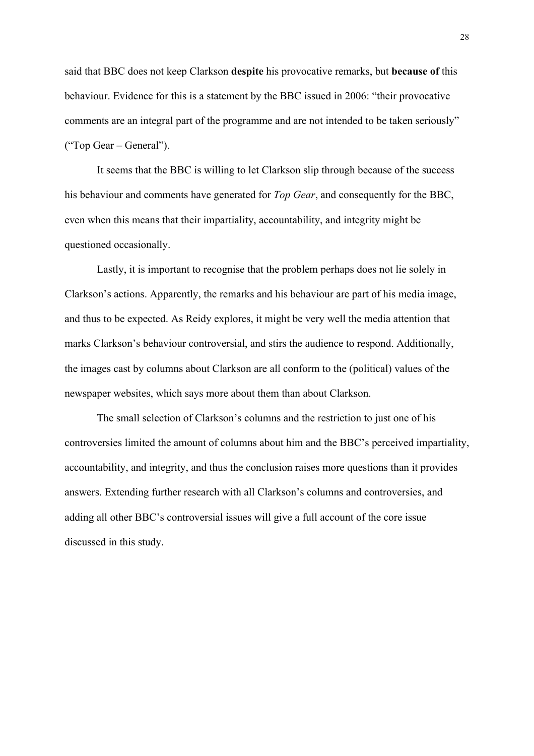said that BBC does not keep Clarkson **despite** his provocative remarks, but **because of** this behaviour. Evidence for this is a statement by the BBC issued in 2006: "their provocative comments are an integral part of the programme and are not intended to be taken seriously" ("Top Gear – General").

It seems that the BBC is willing to let Clarkson slip through because of the success his behaviour and comments have generated for *Top Gear*, and consequently for the BBC, even when this means that their impartiality, accountability, and integrity might be questioned occasionally.

Lastly, it is important to recognise that the problem perhaps does not lie solely in Clarkson's actions. Apparently, the remarks and his behaviour are part of his media image, and thus to be expected. As Reidy explores, it might be very well the media attention that marks Clarkson's behaviour controversial, and stirs the audience to respond. Additionally, the images cast by columns about Clarkson are all conform to the (political) values of the newspaper websites, which says more about them than about Clarkson.

The small selection of Clarkson's columns and the restriction to just one of his controversies limited the amount of columns about him and the BBC's perceived impartiality, accountability, and integrity, and thus the conclusion raises more questions than it provides answers. Extending further research with all Clarkson's columns and controversies, and adding all other BBC's controversial issues will give a full account of the core issue discussed in this study.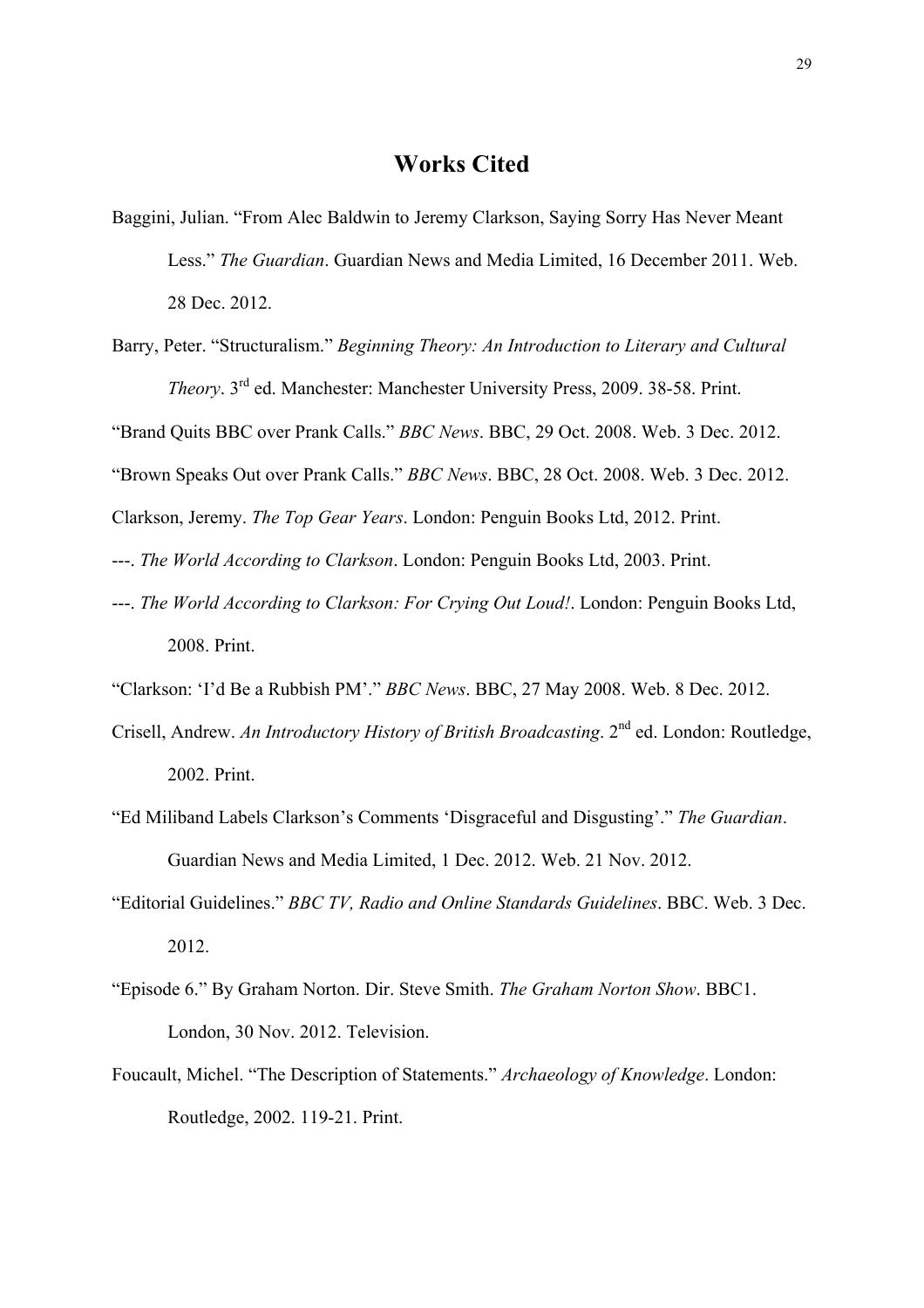# Works Cited

Baggini, Julian. "From Alec Baldwin to Jeremy Clarkson, Saying Sorry Has Never Meant Less." *The Guardian*. Guardian News and Media Limited, 16 December 2011. Web. 28 Dec. 2012.

Barry, Peter. "Structuralism." *Beginning Theory: An Introduction to Literary and Cultural Theory*. 3rd ed. Manchester: Manchester University Press, 2009. 38-58. Print.

"Brand Quits BBC over Prank Calls." *BBC News*. BBC, 29 Oct. 2008. Web. 3 Dec. 2012.

"Brown Speaks Out over Prank Calls." *BBC News*. BBC, 28 Oct. 2008. Web. 3 Dec. 2012.

Clarkson, Jeremy. *The Top Gear Years*. London: Penguin Books Ltd, 2012. Print.

---. *The World According to Clarkson*. London: Penguin Books Ltd, 2003. Print.

---. *The World According to Clarkson: For Crying Out Loud!*. London: Penguin Books Ltd, 2008. Print.

"Clarkson: 'I'd Be a Rubbish PM'." *BBC News*. BBC, 27 May 2008. Web. 8 Dec. 2012.

Crisell, Andrew. *An Introductory History of British Broadcasting*. 2nd ed. London: Routledge, 2002. Print.

"Ed Miliband Labels Clarkson's Comments 'Disgraceful and Disgusting'." *The Guardian*. Guardian News and Media Limited, 1 Dec. 2012. Web. 21 Nov. 2012.

"Editorial Guidelines." *BBC TV, Radio and Online Standards Guidelines*. BBC. Web. 3 Dec. 2012.

"Episode 6." By Graham Norton. Dir. Steve Smith. *The Graham Norton Show*. BBC1. London, 30 Nov. 2012. Television.

Foucault, Michel. "The Description of Statements." *Archaeology of Knowledge*. London: Routledge, 2002. 119-21. Print.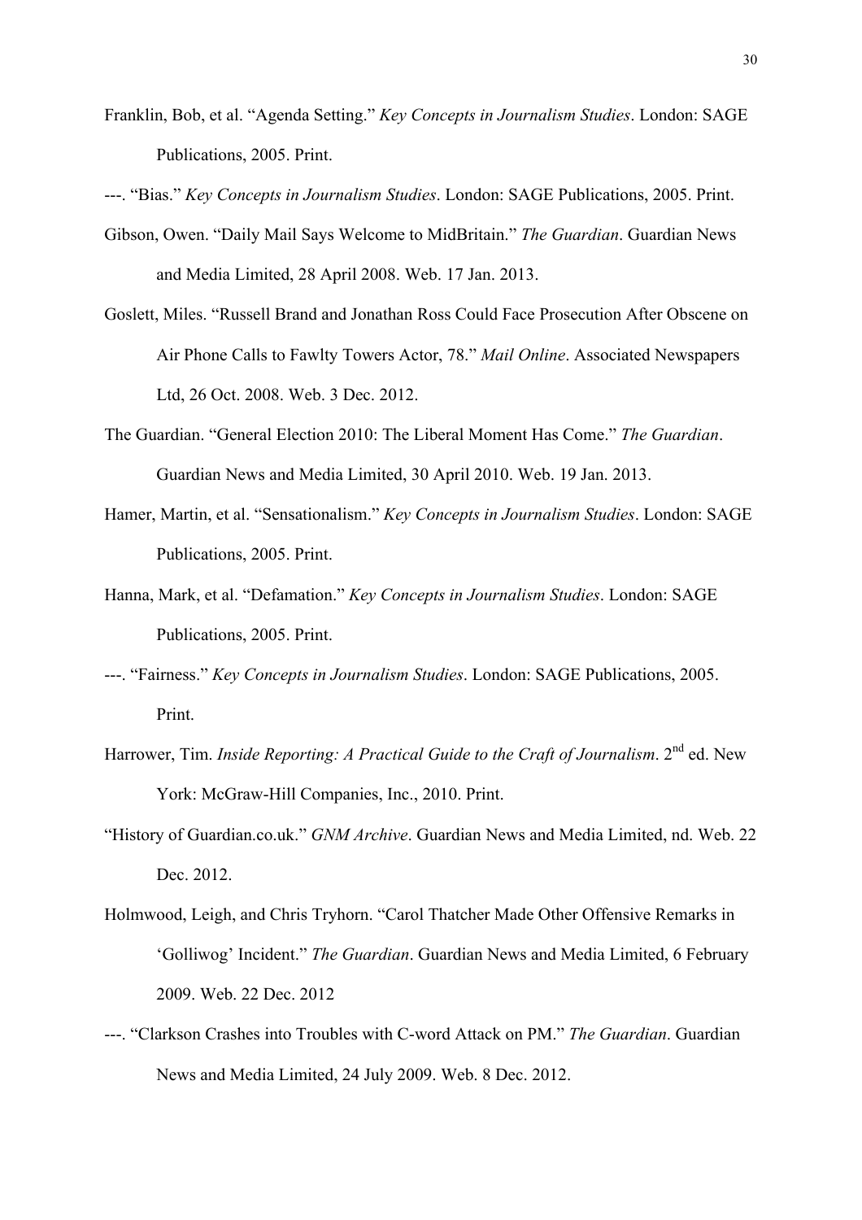Franklin, Bob, et al. "Agenda Setting." *Key Concepts in Journalism Studies*. London: SAGE Publications, 2005. Print.

---. "Bias." *Key Concepts in Journalism Studies*. London: SAGE Publications, 2005. Print.

Gibson, Owen. "Daily Mail Says Welcome to MidBritain." *The Guardian*. Guardian News and Media Limited, 28 April 2008. Web. 17 Jan. 2013.

Goslett, Miles. "Russell Brand and Jonathan Ross Could Face Prosecution After Obscene on Air Phone Calls to Fawlty Towers Actor, 78." *Mail Online*. Associated Newspapers Ltd, 26 Oct. 2008. Web. 3 Dec. 2012.

The Guardian. "General Election 2010: The Liberal Moment Has Come." *The Guardian*. Guardian News and Media Limited, 30 April 2010. Web. 19 Jan. 2013.

Hamer, Martin, et al. "Sensationalism." *Key Concepts in Journalism Studies*. London: SAGE Publications, 2005. Print.

Hanna, Mark, et al. "Defamation." *Key Concepts in Journalism Studies*. London: SAGE Publications, 2005. Print.

---. "Fairness." *Key Concepts in Journalism Studies*. London: SAGE Publications, 2005. Print.

Harrower, Tim. *Inside Reporting: A Practical Guide to the Craft of Journalism*. 2nd ed. New York: McGraw-Hill Companies, Inc., 2010. Print.

"History of Guardian.co.uk." *GNM Archive*. Guardian News and Media Limited, nd. Web. 22 Dec. 2012.

Holmwood, Leigh, and Chris Tryhorn. "Carol Thatcher Made Other Offensive Remarks in 'Golliwog' Incident." *The Guardian*. Guardian News and Media Limited, 6 February 2009. Web. 22 Dec. 2012

---. "Clarkson Crashes into Troubles with C-word Attack on PM." *The Guardian*. Guardian News and Media Limited, 24 July 2009. Web. 8 Dec. 2012.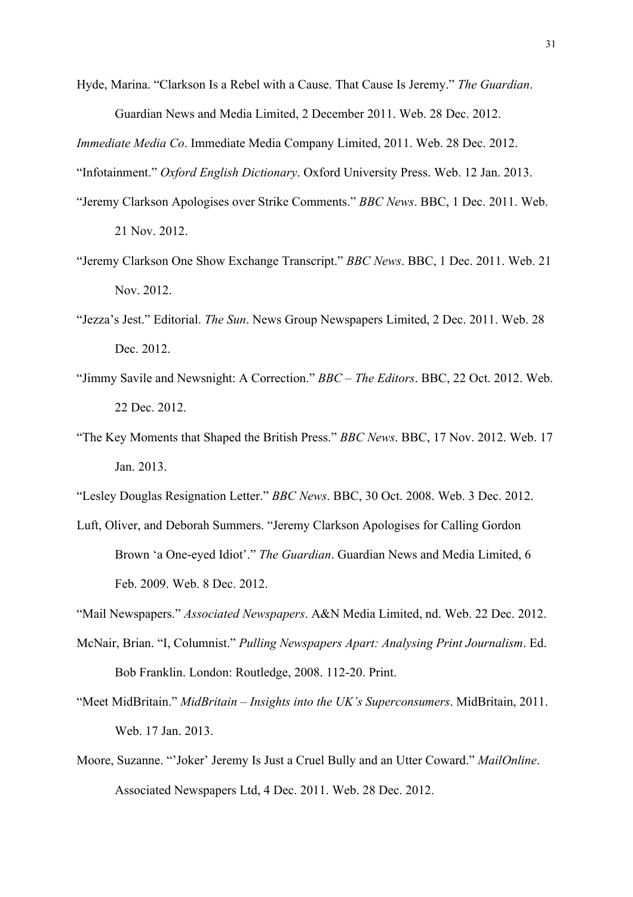Hyde, Marina. "Clarkson Is a Rebel with a Cause. That Cause Is Jeremy." *The Guardian*. Guardian News and Media Limited, 2 December 2011. Web. 28 Dec. 2012.

*Immediate Media Co*. Immediate Media Company Limited, 2011. Web. 28 Dec. 2012.

"Infotainment." *Oxford English Dictionary*. Oxford University Press. Web. 12 Jan. 2013.

"Jeremy Clarkson Apologises over Strike Comments." *BBC News*. BBC, 1 Dec. 2011. Web. 21 Nov. 2012.

"Jeremy Clarkson One Show Exchange Transcript." *BBC News*. BBC, 1 Dec. 2011. Web. 21 Nov. 2012.

"Jezza's Jest." Editorial. *The Sun*. News Group Newspapers Limited, 2 Dec. 2011. Web. 28 Dec. 2012.

"Jimmy Savile and Newsnight: A Correction." *BBC – The Editors*. BBC, 22 Oct. 2012. Web. 22 Dec. 2012.

"The Key Moments that Shaped the British Press." *BBC News*. BBC, 17 Nov. 2012. Web. 17 Jan. 2013.

"Lesley Douglas Resignation Letter." *BBC News*. BBC, 30 Oct. 2008. Web. 3 Dec. 2012.

Luft, Oliver, and Deborah Summers. "Jeremy Clarkson Apologises for Calling Gordon Brown 'a One-eyed Idiot'." *The Guardian*. Guardian News and Media Limited, 6 Feb. 2009. Web. 8 Dec. 2012.

"Mail Newspapers." *Associated Newspapers*. A&N Media Limited, nd. Web. 22 Dec. 2012.

McNair, Brian. "I, Columnist." *Pulling Newspapers Apart: Analysing Print Journalism*. Ed. Bob Franklin. London: Routledge, 2008. 112-20. Print.

"Meet MidBritain." *MidBritain – Insights into the UK's Superconsumers*. MidBritain, 2011. Web. 17 Jan. 2013.

Moore, Suzanne. "'Joker' Jeremy Is Just a Cruel Bully and an Utter Coward." *MailOnline*. Associated Newspapers Ltd, 4 Dec. 2011. Web. 28 Dec. 2012.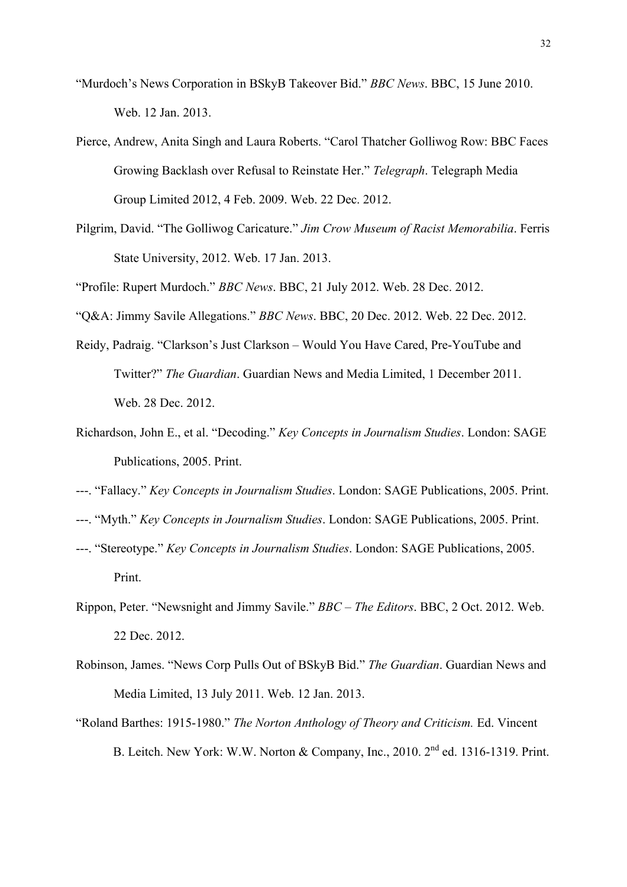"Murdoch's News Corporation in BSkyB Takeover Bid." *BBC News*. BBC, 15 June 2010. Web. 12 Jan. 2013.

Pierce, Andrew, Anita Singh and Laura Roberts. "Carol Thatcher Golliwog Row: BBC Faces Growing Backlash over Refusal to Reinstate Her." *Telegraph*. Telegraph Media Group Limited 2012, 4 Feb. 2009. Web. 22 Dec. 2012.

Pilgrim, David. "The Golliwog Caricature." *Jim Crow Museum of Racist Memorabilia*. Ferris State University, 2012. Web. 17 Jan. 2013.

"Profile: Rupert Murdoch." *BBC News*. BBC, 21 July 2012. Web. 28 Dec. 2012.

"Q&A: Jimmy Savile Allegations." *BBC News*. BBC, 20 Dec. 2012. Web. 22 Dec. 2012.

Reidy, Padraig. "Clarkson's Just Clarkson – Would You Have Cared, Pre-YouTube and Twitter?" *The Guardian*. Guardian News and Media Limited, 1 December 2011. Web. 28 Dec. 2012.

Richardson, John E., et al. "Decoding." *Key Concepts in Journalism Studies*. London: SAGE Publications, 2005. Print.

---. "Fallacy." *Key Concepts in Journalism Studies*. London: SAGE Publications, 2005. Print.

---. "Myth." *Key Concepts in Journalism Studies*. London: SAGE Publications, 2005. Print.

---. "Stereotype." *Key Concepts in Journalism Studies*. London: SAGE Publications, 2005. Print.

Rippon, Peter. "Newsnight and Jimmy Savile." *BBC – The Editors*. BBC, 2 Oct. 2012. Web. 22 Dec. 2012.

Robinson, James. "News Corp Pulls Out of BSkyB Bid." *The Guardian*. Guardian News and Media Limited, 13 July 2011. Web. 12 Jan. 2013.

"Roland Barthes: 1915-1980." *The Norton Anthology of Theory and Criticism.* Ed. Vincent B. Leitch. New York: W.W. Norton & Company, Inc., 2010. 2nd ed. 1316-1319. Print.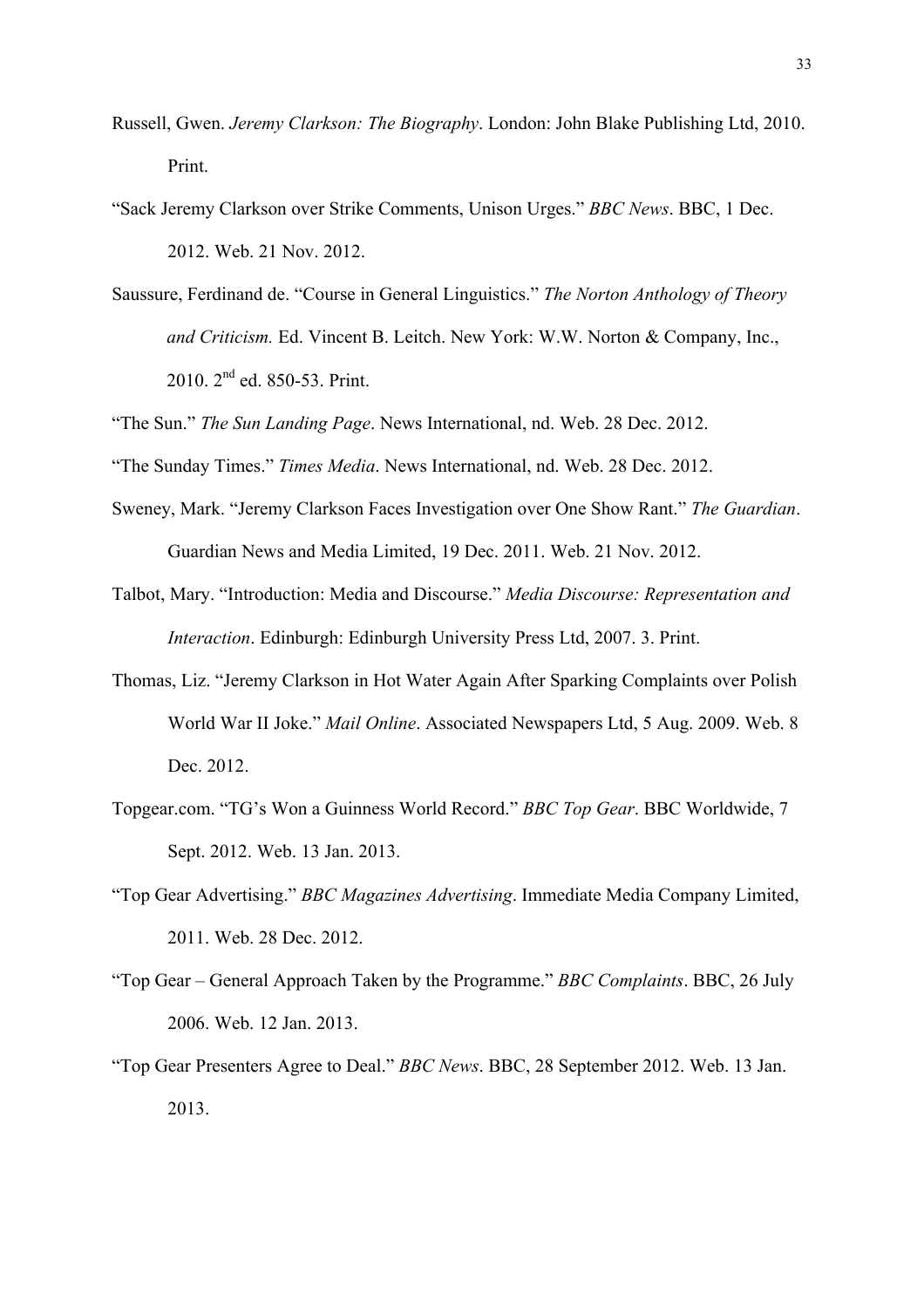Russell, Gwen. *Jeremy Clarkson: The Biography*. London: John Blake Publishing Ltd, 2010. Print.

"Sack Jeremy Clarkson over Strike Comments, Unison Urges." *BBC News*. BBC, 1 Dec. 2012. Web. 21 Nov. 2012.

Saussure, Ferdinand de. "Course in General Linguistics." *The Norton Anthology of Theory and Criticism.* Ed. Vincent B. Leitch. New York: W.W. Norton & Company, Inc., 2010. 2nd ed. 850-53. Print.

"The Sun." *The Sun Landing Page*. News International, nd. Web. 28 Dec. 2012.

"The Sunday Times." *Times Media*. News International, nd. Web. 28 Dec. 2012.

Sweney, Mark. "Jeremy Clarkson Faces Investigation over One Show Rant." *The Guardian*. Guardian News and Media Limited, 19 Dec. 2011. Web. 21 Nov. 2012.

Talbot, Mary. "Introduction: Media and Discourse." *Media Discourse: Representation and Interaction*. Edinburgh: Edinburgh University Press Ltd, 2007. 3. Print.

Thomas, Liz. "Jeremy Clarkson in Hot Water Again After Sparking Complaints over Polish World War II Joke." *Mail Online*. Associated Newspapers Ltd, 5 Aug. 2009. Web. 8 Dec. 2012.

Topgear.com. "TG's Won a Guinness World Record." *BBC Top Gear*. BBC Worldwide, 7 Sept. 2012. Web. 13 Jan. 2013.

"Top Gear Advertising." *BBC Magazines Advertising*. Immediate Media Company Limited, 2011. Web. 28 Dec. 2012.

"Top Gear – General Approach Taken by the Programme." *BBC Complaints*. BBC, 26 July 2006. Web. 12 Jan. 2013.

"Top Gear Presenters Agree to Deal." *BBC News*. BBC, 28 September 2012. Web. 13 Jan. 2013.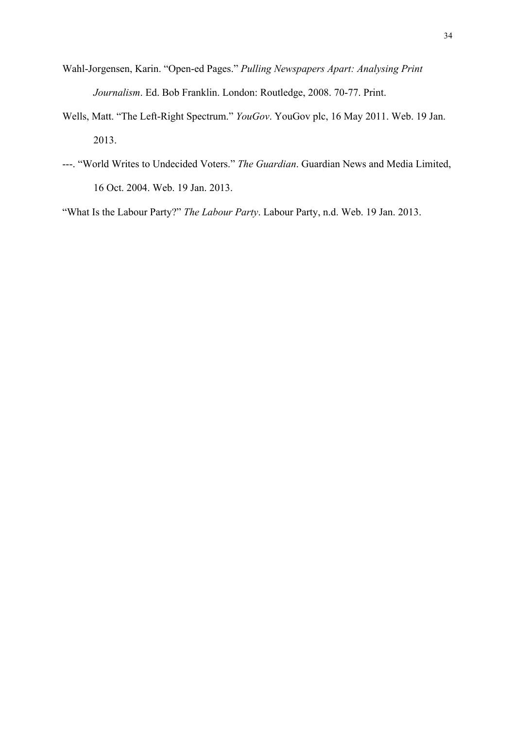Wahl-Jorgensen, Karin. "Open-ed Pages." *Pulling Newspapers Apart: Analysing Print Journalism*. Ed. Bob Franklin. London: Routledge, 2008. 70-77. Print.

Wells, Matt. "The Left-Right Spectrum." *YouGov*. YouGov plc, 16 May 2011. Web. 19 Jan. 2013.

---. "World Writes to Undecided Voters." *The Guardian*. Guardian News and Media Limited, 16 Oct. 2004. Web. 19 Jan. 2013.

"What Is the Labour Party?" *The Labour Party*. Labour Party, n.d. Web. 19 Jan. 2013.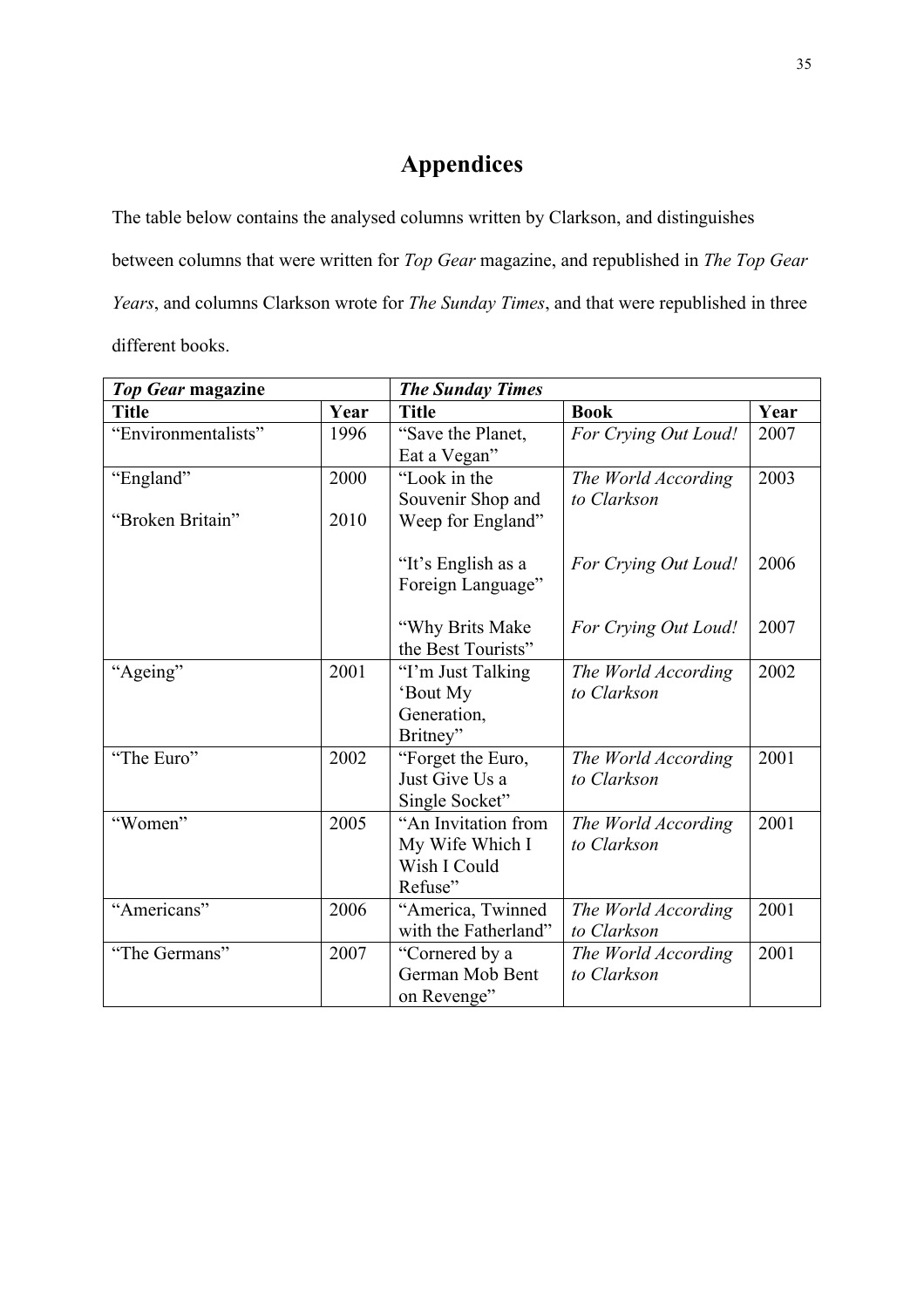# Appendices

The table below contains the analysed columns written by Clarkson, and distinguishes between columns that were written for *Top Gear* magazine, and republished in *The Top Gear Years*, and columns Clarkson wrote for *The Sunday Times*, and that were republished in three different books.

| ***Top Gear* magazine** | | ***The Sunday Times*** | | |
|---|---|---|---|---|
| **Title** | **Year** | **Title** | **Book** | **Year** |
| "Environmentalists" | 1996 | "Save the Planet, Eat a Vegan" | *For Crying Out Loud!* | 2007 |
| "England" | 2000 | "Look in the Souvenir Shop and Weep for England" | *The World According to Clarkson* | 2003 |
| "Broken Britain" | 2010 | "It's English as a Foreign Language" | *For Crying Out Loud!* | 2006 |
| | | "Why Brits Make the Best Tourists" | *For Crying Out Loud!* | 2007 |
| "Ageing" | 2001 | "I'm Just Talking 'Bout My Generation, Britney" | *The World According to Clarkson* | 2002 |
| "The Euro" | 2002 | "Forget the Euro, Just Give Us a Single Socket" | *The World According to Clarkson* | 2001 |
| "Women" | 2005 | "An Invitation from My Wife Which I Wish I Could Refuse" | *The World According to Clarkson* | 2001 |
| "Americans" | 2006 | "America, Twinned with the Fatherland" | *The World According to Clarkson* | 2001 |
| "The Germans" | 2007 | "Cornered by a German Mob Bent on Revenge" | *The World According to Clarkson* | 2001 |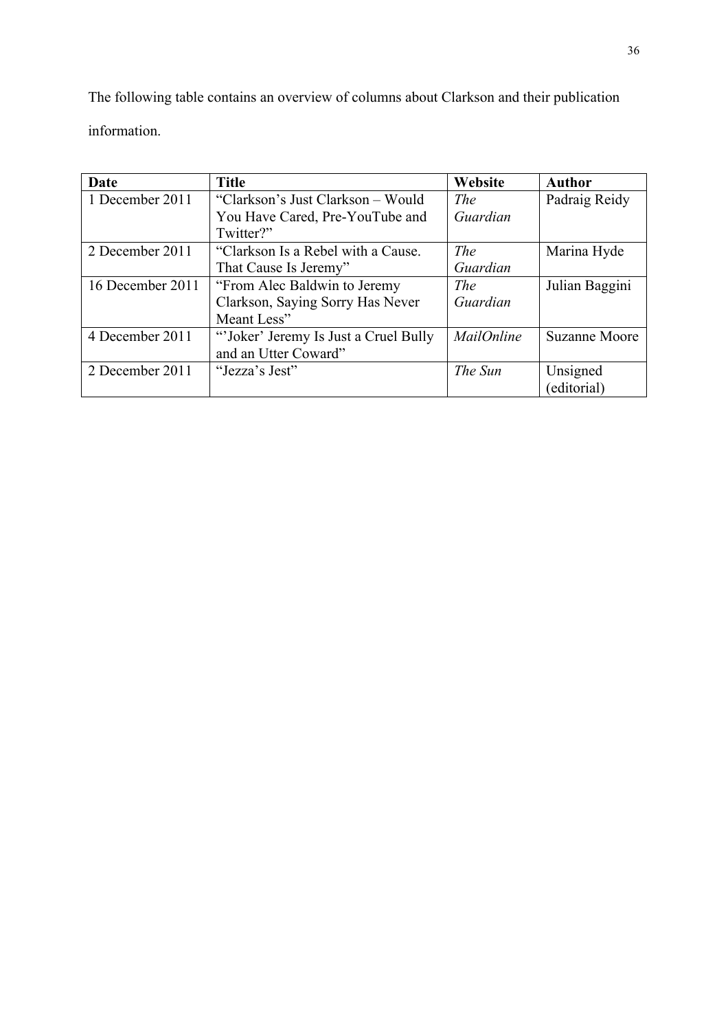The following table contains an overview of columns about Clarkson and their publication information.

| Date | Title | Website | Author |
|---|---|---|---|
| 1 December 2011 | "Clarkson's Just Clarkson – Would You Have Cared, Pre-YouTube and Twitter?" | *The Guardian* | Padraig Reidy |
| 2 December 2011 | "Clarkson Is a Rebel with a Cause. That Cause Is Jeremy" | *The Guardian* | Marina Hyde |
| 16 December 2011 | "From Alec Baldwin to Jeremy Clarkson, Saying Sorry Has Never Meant Less" | *The Guardian* | Julian Baggini |
| 4 December 2011 | "'Joker' Jeremy Is Just a Cruel Bully and an Utter Coward" | *MailOnline* | Suzanne Moore |
| 2 December 2011 | "Jezza's Jest" | *The Sun* | Unsigned (editorial) |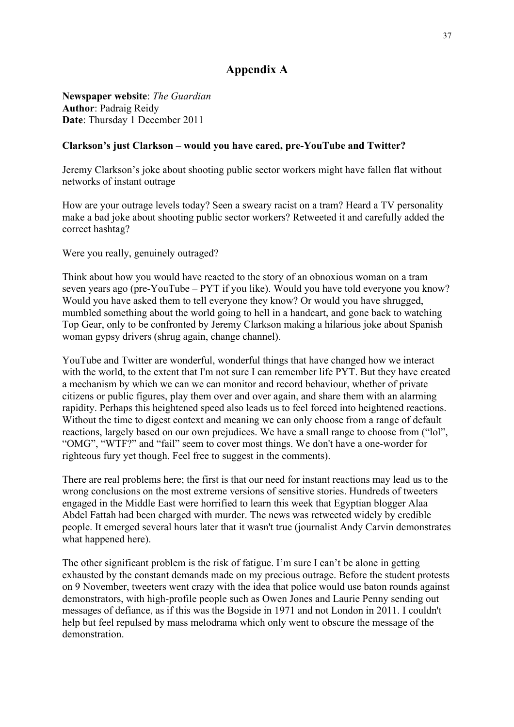# Appendix A

**Newspaper website**: *The Guardian*
**Author**: Padraig Reidy
**Date**: Thursday 1 December 2011

**Clarkson's just Clarkson – would you have cared, pre-YouTube and Twitter?**

Jeremy Clarkson's joke about shooting public sector workers might have fallen flat without networks of instant outrage

How are your outrage levels today? Seen a sweary racist on a tram? Heard a TV personality make a bad joke about shooting public sector workers? Retweeted it and carefully added the correct hashtag?

Were you really, genuinely outraged?

Think about how you would have reacted to the story of an obnoxious woman on a tram seven years ago (pre-YouTube – PYT if you like). Would you have told everyone you know? Would you have asked them to tell everyone they know? Or would you have shrugged, mumbled something about the world going to hell in a handcart, and gone back to watching Top Gear, only to be confronted by Jeremy Clarkson making a hilarious joke about Spanish woman gypsy drivers (shrug again, change channel).

YouTube and Twitter are wonderful, wonderful things that have changed how we interact with the world, to the extent that I'm not sure I can remember life PYT. But they have created a mechanism by which we can we can monitor and record behaviour, whether of private citizens or public figures, play them over and over again, and share them with an alarming rapidity. Perhaps this heightened speed also leads us to feel forced into heightened reactions. Without the time to digest context and meaning we can only choose from a range of default reactions, largely based on our own prejudices. We have a small range to choose from ("lol", "OMG", "WTF?" and "fail" seem to cover most things. We don't have a one-worder for righteous fury yet though. Feel free to suggest in the comments).

There are real problems here; the first is that our need for instant reactions may lead us to the wrong conclusions on the most extreme versions of sensitive stories. Hundreds of tweeters engaged in the Middle East were horrified to learn this week that Egyptian blogger Alaa Abdel Fattah had been charged with murder. The news was retweeted widely by credible people. It emerged several hours later that it wasn't true (journalist Andy Carvin demonstrates what happened here).

The other significant problem is the risk of fatigue. I'm sure I can't be alone in getting exhausted by the constant demands made on my precious outrage. Before the student protests on 9 November, tweeters went crazy with the idea that police would use baton rounds against demonstrators, with high-profile people such as Owen Jones and Laurie Penny sending out messages of defiance, as if this was the Bogside in 1971 and not London in 2011. I couldn't help but feel repulsed by mass melodrama which only went to obscure the message of the demonstration.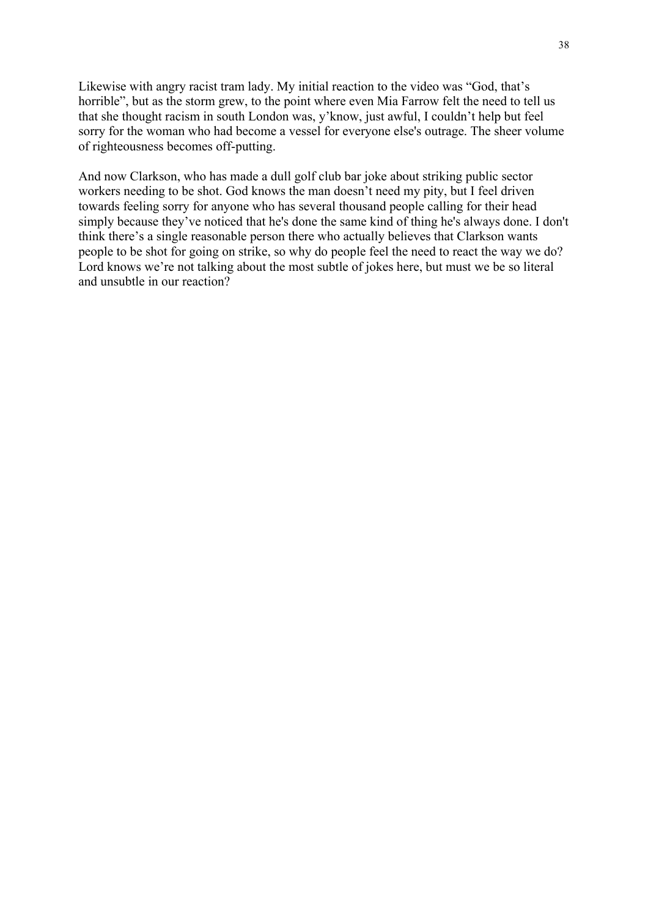Likewise with angry racist tram lady. My initial reaction to the video was “God, that’s horrible”, but as the storm grew, to the point where even Mia Farrow felt the need to tell us that she thought racism in south London was, y’know, just awful, I couldn’t help but feel sorry for the woman who had become a vessel for everyone else's outrage. The sheer volume of righteousness becomes off-putting.

And now Clarkson, who has made a dull golf club bar joke about striking public sector workers needing to be shot. God knows the man doesn’t need my pity, but I feel driven towards feeling sorry for anyone who has several thousand people calling for their head simply because they’ve noticed that he's done the same kind of thing he's always done. I don't think there’s a single reasonable person there who actually believes that Clarkson wants people to be shot for going on strike, so why do people feel the need to react the way we do? Lord knows we’re not talking about the most subtle of jokes here, but must we be so literal and unsubtle in our reaction?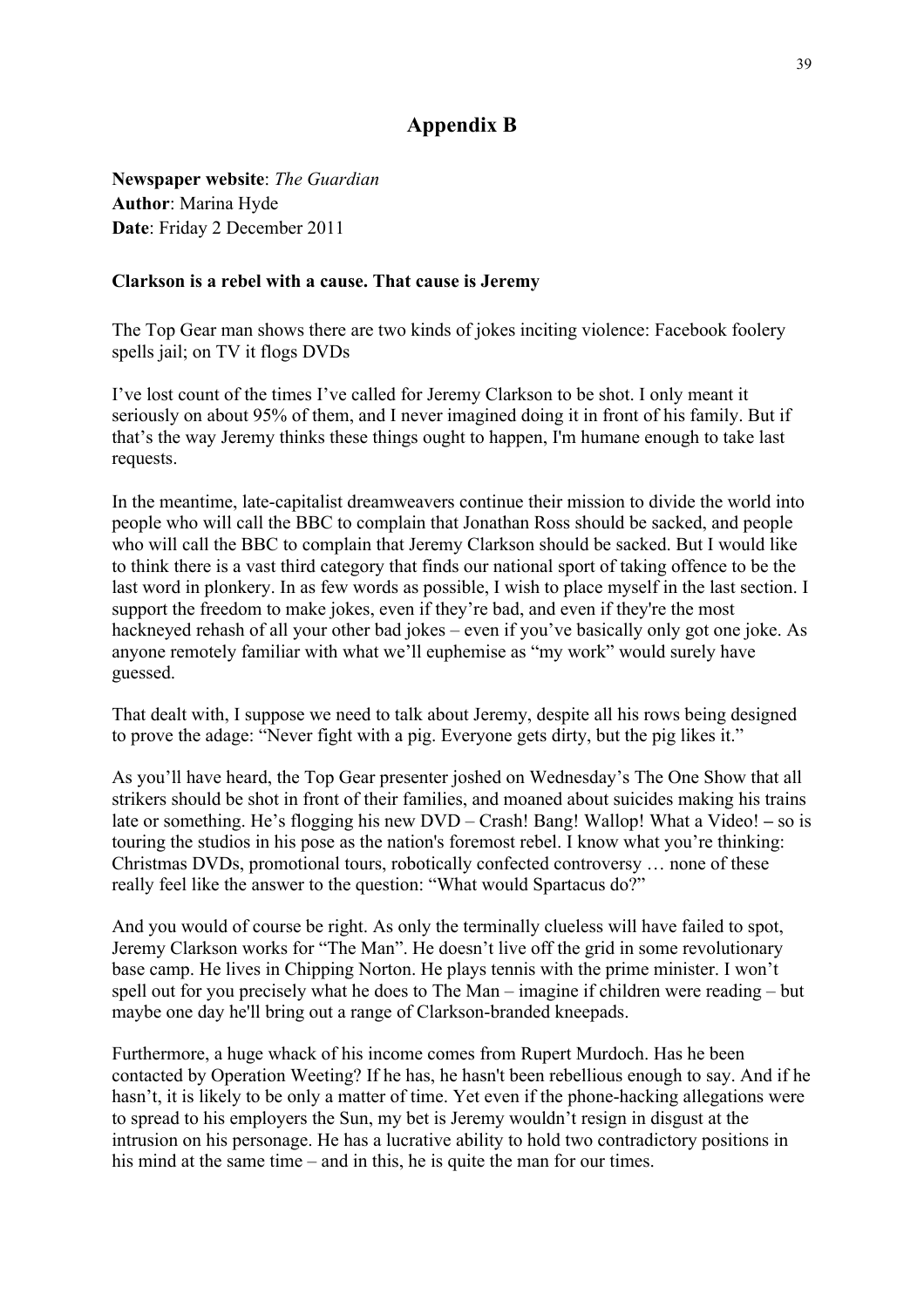## Appendix B

**Newspaper website**: *The Guardian*
**Author**: Marina Hyde
**Date**: Friday 2 December 2011

**Clarkson is a rebel with a cause. That cause is Jeremy**

The Top Gear man shows there are two kinds of jokes inciting violence: Facebook foolery spells jail; on TV it flogs DVDs

I've lost count of the times I've called for Jeremy Clarkson to be shot. I only meant it seriously on about 95% of them, and I never imagined doing it in front of his family. But if that's the way Jeremy thinks these things ought to happen, I'm humane enough to take last requests.

In the meantime, late-capitalist dreamweavers continue their mission to divide the world into people who will call the BBC to complain that Jonathan Ross should be sacked, and people who will call the BBC to complain that Jeremy Clarkson should be sacked. But I would like to think there is a vast third category that finds our national sport of taking offence to be the last word in plonkery. In as few words as possible, I wish to place myself in the last section. I support the freedom to make jokes, even if they're bad, and even if they're the most hackneyed rehash of all your other bad jokes – even if you've basically only got one joke. As anyone remotely familiar with what we'll euphemise as "my work" would surely have guessed.

That dealt with, I suppose we need to talk about Jeremy, despite all his rows being designed to prove the adage: "Never fight with a pig. Everyone gets dirty, but the pig likes it."

As you'll have heard, the Top Gear presenter joshed on Wednesday's The One Show that all strikers should be shot in front of their families, and moaned about suicides making his trains late or something. He's flogging his new DVD – Crash! Bang! Wallop! What a Video! – so is touring the studios in his pose as the nation's foremost rebel. I know what you're thinking: Christmas DVDs, promotional tours, robotically confected controversy … none of these really feel like the answer to the question: "What would Spartacus do?"

And you would of course be right. As only the terminally clueless will have failed to spot, Jeremy Clarkson works for "The Man". He doesn't live off the grid in some revolutionary base camp. He lives in Chipping Norton. He plays tennis with the prime minister. I won't spell out for you precisely what he does to The Man – imagine if children were reading – but maybe one day he'll bring out a range of Clarkson-branded kneepads.

Furthermore, a huge whack of his income comes from Rupert Murdoch. Has he been contacted by Operation Weeting? If he has, he hasn't been rebellious enough to say. And if he hasn't, it is likely to be only a matter of time. Yet even if the phone-hacking allegations were to spread to his employers the Sun, my bet is Jeremy wouldn't resign in disgust at the intrusion on his personage. He has a lucrative ability to hold two contradictory positions in his mind at the same time – and in this, he is quite the man for our times.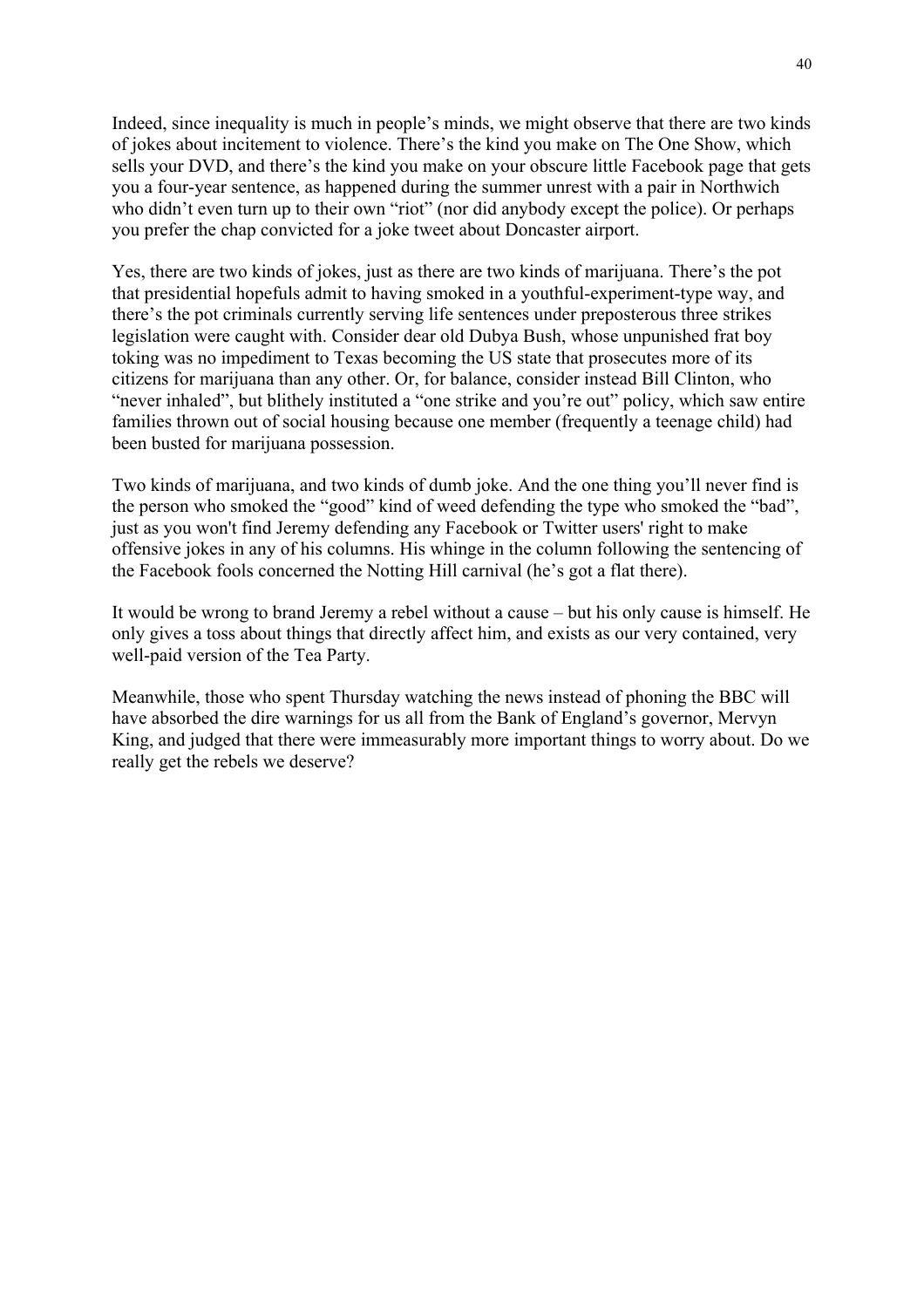Indeed, since inequality is much in people's minds, we might observe that there are two kinds of jokes about incitement to violence. There's the kind you make on The One Show, which sells your DVD, and there's the kind you make on your obscure little Facebook page that gets you a four-year sentence, as happened during the summer unrest with a pair in Northwich who didn't even turn up to their own "riot" (nor did anybody except the police). Or perhaps you prefer the chap convicted for a joke tweet about Doncaster airport.

Yes, there are two kinds of jokes, just as there are two kinds of marijuana. There's the pot that presidential hopefuls admit to having smoked in a youthful-experiment-type way, and there's the pot criminals currently serving life sentences under preposterous three strikes legislation were caught with. Consider dear old Dubya Bush, whose unpunished frat boy toking was no impediment to Texas becoming the US state that prosecutes more of its citizens for marijuana than any other. Or, for balance, consider instead Bill Clinton, who "never inhaled", but blithely instituted a "one strike and you're out" policy, which saw entire families thrown out of social housing because one member (frequently a teenage child) had been busted for marijuana possession.

Two kinds of marijuana, and two kinds of dumb joke. And the one thing you'll never find is the person who smoked the "good" kind of weed defending the type who smoked the "bad", just as you won't find Jeremy defending any Facebook or Twitter users' right to make offensive jokes in any of his columns. His whinge in the column following the sentencing of the Facebook fools concerned the Notting Hill carnival (he's got a flat there).

It would be wrong to brand Jeremy a rebel without a cause – but his only cause is himself. He only gives a toss about things that directly affect him, and exists as our very contained, very well-paid version of the Tea Party.

Meanwhile, those who spent Thursday watching the news instead of phoning the BBC will have absorbed the dire warnings for us all from the Bank of England's governor, Mervyn King, and judged that there were immeasurably more important things to worry about. Do we really get the rebels we deserve?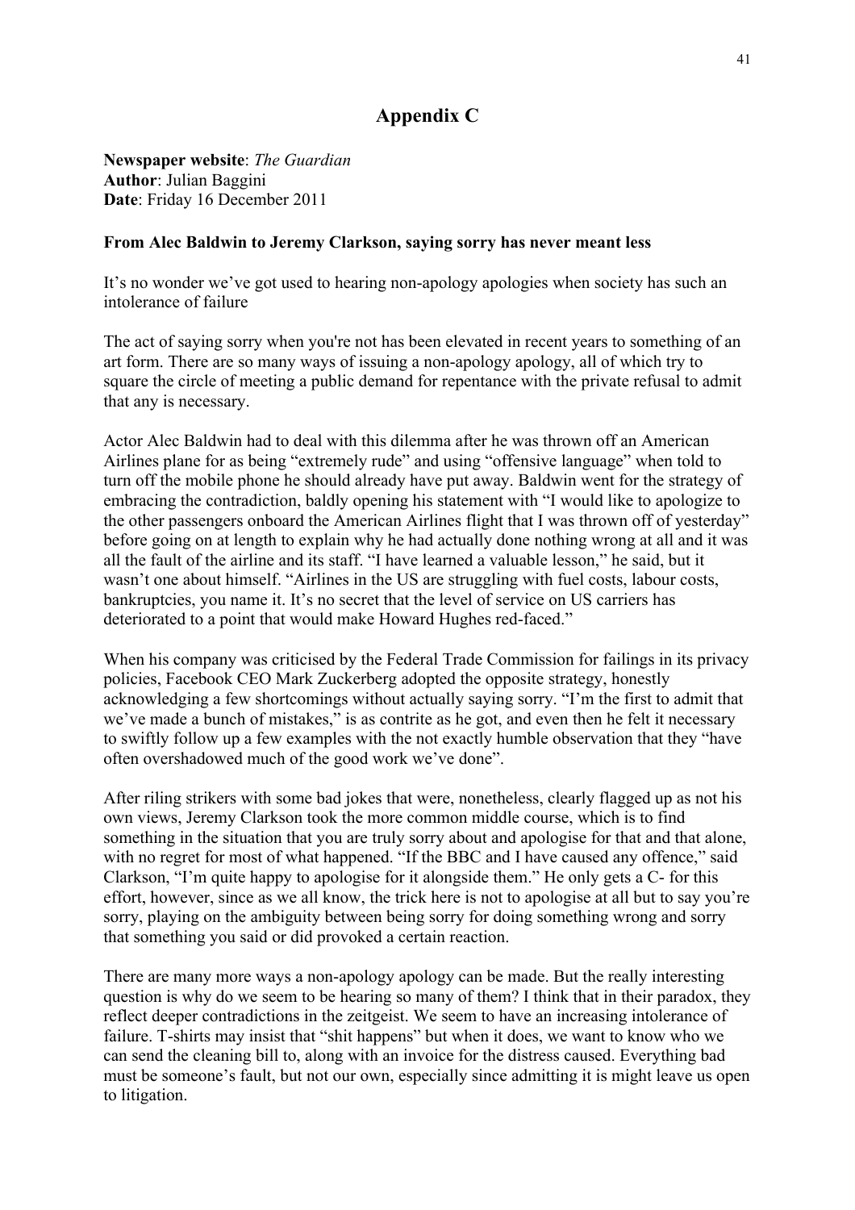# Appendix C

**Newspaper website**: *The Guardian*
**Author**: Julian Baggini
**Date**: Friday 16 December 2011

**From Alec Baldwin to Jeremy Clarkson, saying sorry has never meant less**

It's no wonder we've got used to hearing non-apology apologies when society has such an intolerance of failure

The act of saying sorry when you're not has been elevated in recent years to something of an art form. There are so many ways of issuing a non-apology apology, all of which try to square the circle of meeting a public demand for repentance with the private refusal to admit that any is necessary.

Actor Alec Baldwin had to deal with this dilemma after he was thrown off an American Airlines plane for as being "extremely rude" and using "offensive language" when told to turn off the mobile phone he should already have put away. Baldwin went for the strategy of embracing the contradiction, baldly opening his statement with "I would like to apologize to the other passengers onboard the American Airlines flight that I was thrown off of yesterday" before going on at length to explain why he had actually done nothing wrong at all and it was all the fault of the airline and its staff. "I have learned a valuable lesson," he said, but it wasn't one about himself. "Airlines in the US are struggling with fuel costs, labour costs, bankruptcies, you name it. It's no secret that the level of service on US carriers has deteriorated to a point that would make Howard Hughes red-faced."

When his company was criticised by the Federal Trade Commission for failings in its privacy policies, Facebook CEO Mark Zuckerberg adopted the opposite strategy, honestly acknowledging a few shortcomings without actually saying sorry. "I'm the first to admit that we've made a bunch of mistakes," is as contrite as he got, and even then he felt it necessary to swiftly follow up a few examples with the not exactly humble observation that they "have often overshadowed much of the good work we've done".

After riling strikers with some bad jokes that were, nonetheless, clearly flagged up as not his own views, Jeremy Clarkson took the more common middle course, which is to find something in the situation that you are truly sorry about and apologise for that and that alone, with no regret for most of what happened. "If the BBC and I have caused any offence," said Clarkson, "I'm quite happy to apologise for it alongside them." He only gets a C- for this effort, however, since as we all know, the trick here is not to apologise at all but to say you're sorry, playing on the ambiguity between being sorry for doing something wrong and sorry that something you said or did provoked a certain reaction.

There are many more ways a non-apology apology can be made. But the really interesting question is why do we seem to be hearing so many of them? I think that in their paradox, they reflect deeper contradictions in the zeitgeist. We seem to have an increasing intolerance of failure. T-shirts may insist that "shit happens" but when it does, we want to know who we can send the cleaning bill to, along with an invoice for the distress caused. Everything bad must be someone's fault, but not our own, especially since admitting it is might leave us open to litigation.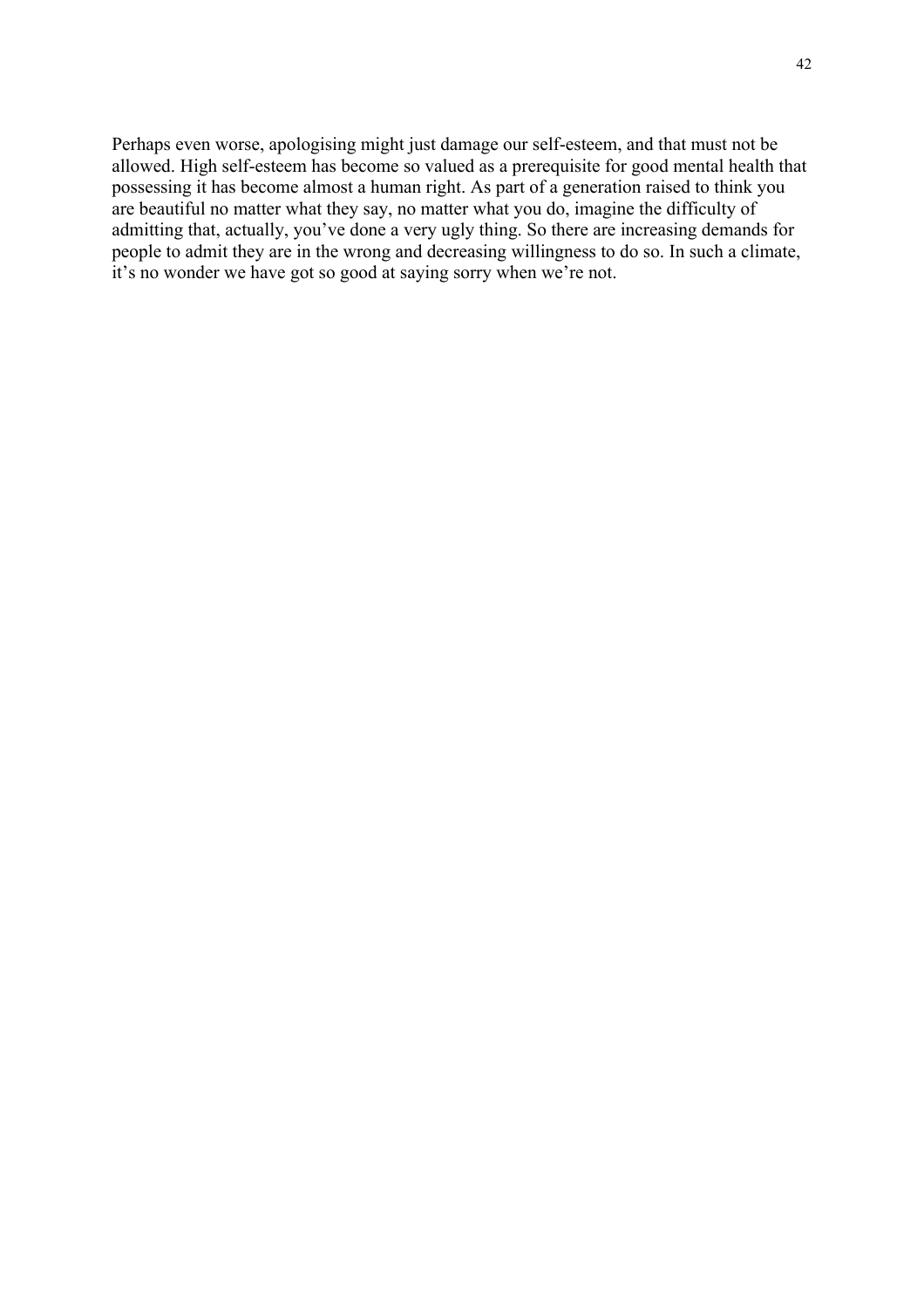Perhaps even worse, apologising might just damage our self-esteem, and that must not be allowed. High self-esteem has become so valued as a prerequisite for good mental health that possessing it has become almost a human right. As part of a generation raised to think you are beautiful no matter what they say, no matter what you do, imagine the difficulty of admitting that, actually, you've done a very ugly thing. So there are increasing demands for people to admit they are in the wrong and decreasing willingness to do so. In such a climate, it's no wonder we have got so good at saying sorry when we're not.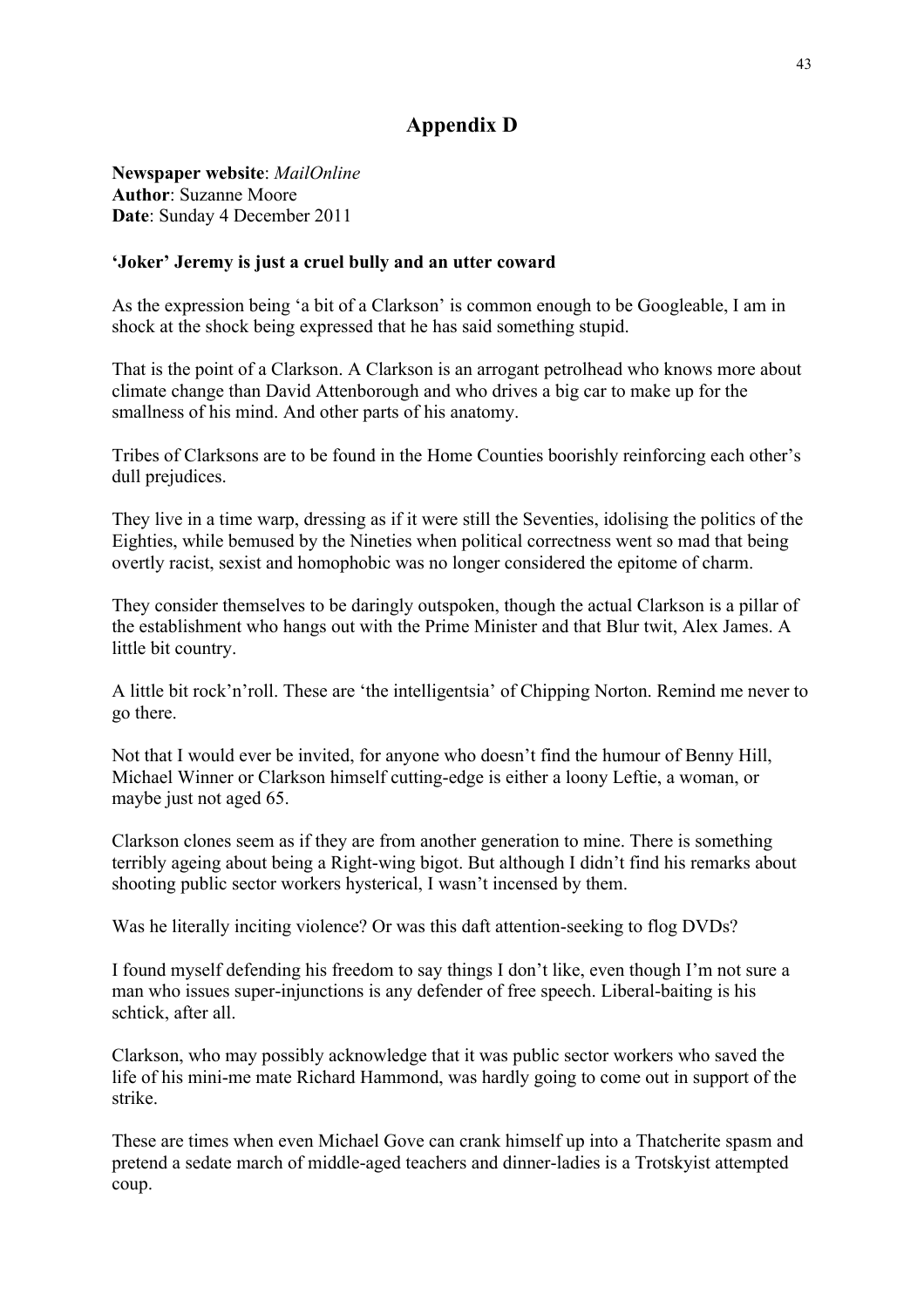## Appendix D

**Newspaper website**: *MailOnline*
**Author**: Suzanne Moore
**Date**: Sunday 4 December 2011

**'Joker' Jeremy is just a cruel bully and an utter coward**

As the expression being 'a bit of a Clarkson' is common enough to be Googleable, I am in shock at the shock being expressed that he has said something stupid.

That is the point of a Clarkson. A Clarkson is an arrogant petrolhead who knows more about climate change than David Attenborough and who drives a big car to make up for the smallness of his mind. And other parts of his anatomy.

Tribes of Clarksons are to be found in the Home Counties boorishly reinforcing each other's dull prejudices.

They live in a time warp, dressing as if it were still the Seventies, idolising the politics of the Eighties, while bemused by the Nineties when political correctness went so mad that being overtly racist, sexist and homophobic was no longer considered the epitome of charm.

They consider themselves to be daringly outspoken, though the actual Clarkson is a pillar of the establishment who hangs out with the Prime Minister and that Blur twit, Alex James. A little bit country.

A little bit rock'n'roll. These are 'the intelligentsia' of Chipping Norton. Remind me never to go there.

Not that I would ever be invited, for anyone who doesn't find the humour of Benny Hill, Michael Winner or Clarkson himself cutting-edge is either a loony Leftie, a woman, or maybe just not aged 65.

Clarkson clones seem as if they are from another generation to mine. There is something terribly ageing about being a Right-wing bigot. But although I didn't find his remarks about shooting public sector workers hysterical, I wasn't incensed by them.

Was he literally inciting violence? Or was this daft attention-seeking to flog DVDs?

I found myself defending his freedom to say things I don't like, even though I'm not sure a man who issues super-injunctions is any defender of free speech. Liberal-baiting is his schtick, after all.

Clarkson, who may possibly acknowledge that it was public sector workers who saved the life of his mini-me mate Richard Hammond, was hardly going to come out in support of the strike.

These are times when even Michael Gove can crank himself up into a Thatcherite spasm and pretend a sedate march of middle-aged teachers and dinner-ladies is a Trotskyist attempted coup.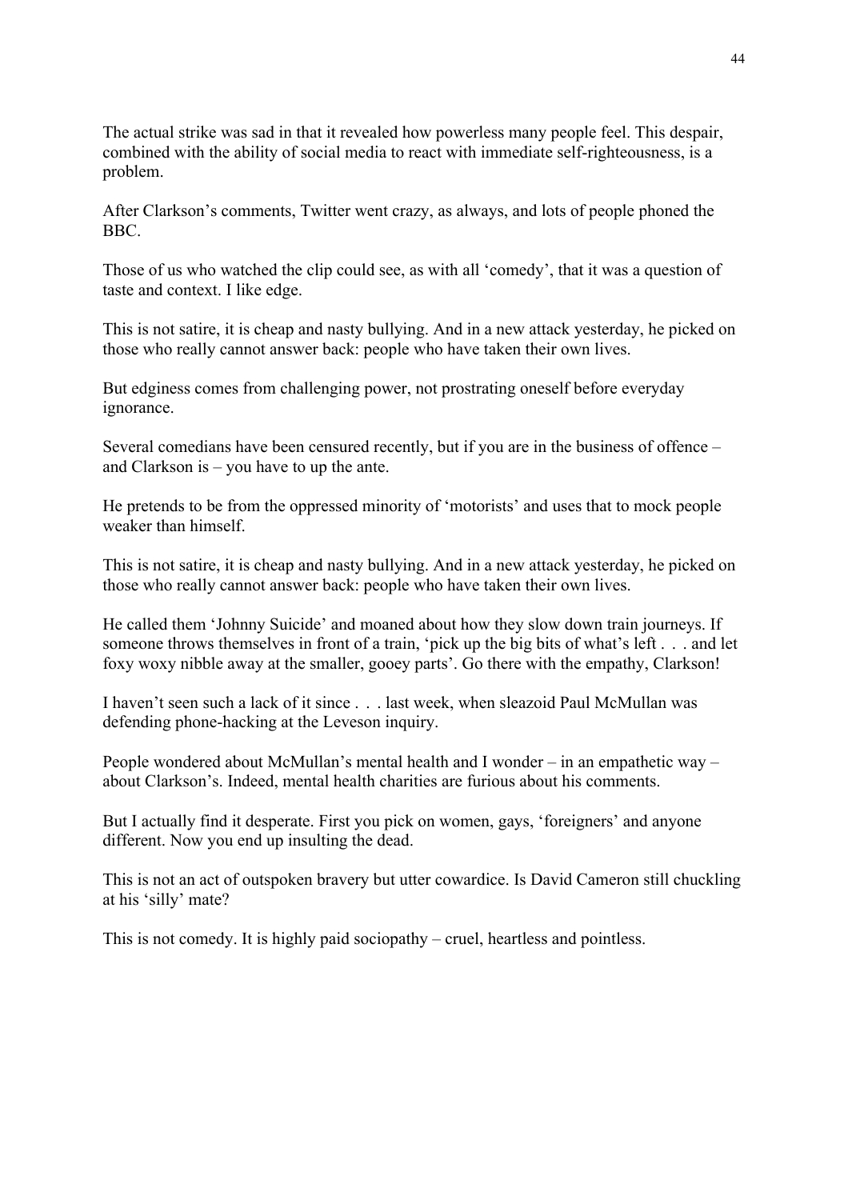The actual strike was sad in that it revealed how powerless many people feel. This despair, combined with the ability of social media to react with immediate self-righteousness, is a problem.

After Clarkson's comments, Twitter went crazy, as always, and lots of people phoned the BBC.

Those of us who watched the clip could see, as with all 'comedy', that it was a question of taste and context. I like edge.

This is not satire, it is cheap and nasty bullying. And in a new attack yesterday, he picked on those who really cannot answer back: people who have taken their own lives.

But edginess comes from challenging power, not prostrating oneself before everyday ignorance.

Several comedians have been censured recently, but if you are in the business of offence – and Clarkson is – you have to up the ante.

He pretends to be from the oppressed minority of 'motorists' and uses that to mock people weaker than himself.

This is not satire, it is cheap and nasty bullying. And in a new attack yesterday, he picked on those who really cannot answer back: people who have taken their own lives.

He called them 'Johnny Suicide' and moaned about how they slow down train journeys. If someone throws themselves in front of a train, 'pick up the big bits of what's left . . . and let foxy woxy nibble away at the smaller, gooey parts'. Go there with the empathy, Clarkson!

I haven't seen such a lack of it since . . . last week, when sleazoid Paul McMullan was defending phone-hacking at the Leveson inquiry.

People wondered about McMullan's mental health and I wonder – in an empathetic way – about Clarkson's. Indeed, mental health charities are furious about his comments.

But I actually find it desperate. First you pick on women, gays, 'foreigners' and anyone different. Now you end up insulting the dead.

This is not an act of outspoken bravery but utter cowardice. Is David Cameron still chuckling at his 'silly' mate?

This is not comedy. It is highly paid sociopathy – cruel, heartless and pointless.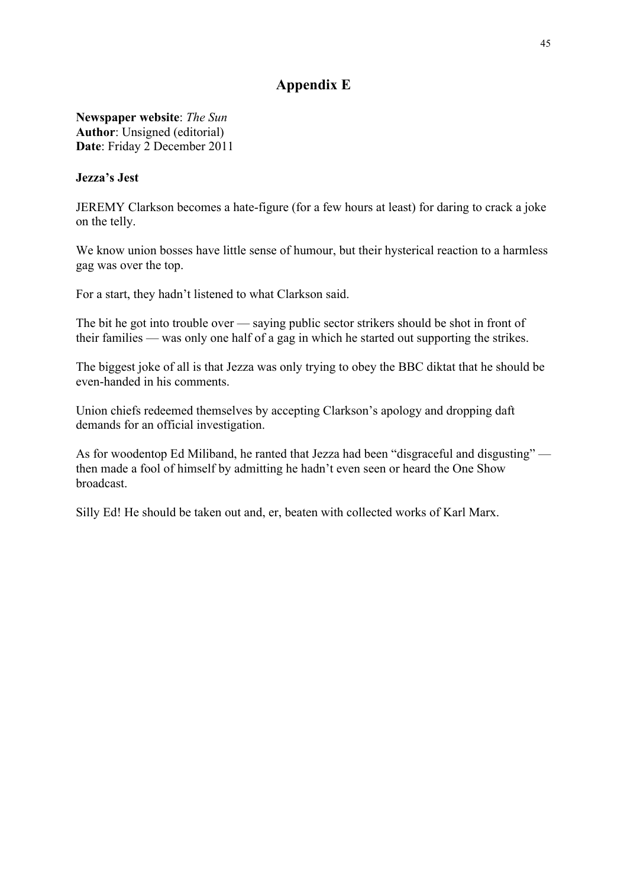# Appendix E

**Newspaper website**: *The Sun*
**Author**: Unsigned (editorial)
**Date**: Friday 2 December 2011

**Jezza's Jest**

JEREMY Clarkson becomes a hate-figure (for a few hours at least) for daring to crack a joke on the telly.

We know union bosses have little sense of humour, but their hysterical reaction to a harmless gag was over the top.

For a start, they hadn't listened to what Clarkson said.

The bit he got into trouble over — saying public sector strikers should be shot in front of their families — was only one half of a gag in which he started out supporting the strikes.

The biggest joke of all is that Jezza was only trying to obey the BBC diktat that he should be even-handed in his comments.

Union chiefs redeemed themselves by accepting Clarkson's apology and dropping daft demands for an official investigation.

As for woodentop Ed Miliband, he ranted that Jezza had been "disgraceful and disgusting" — then made a fool of himself by admitting he hadn't even seen or heard the One Show broadcast.

Silly Ed! He should be taken out and, er, beaten with collected works of Karl Marx.